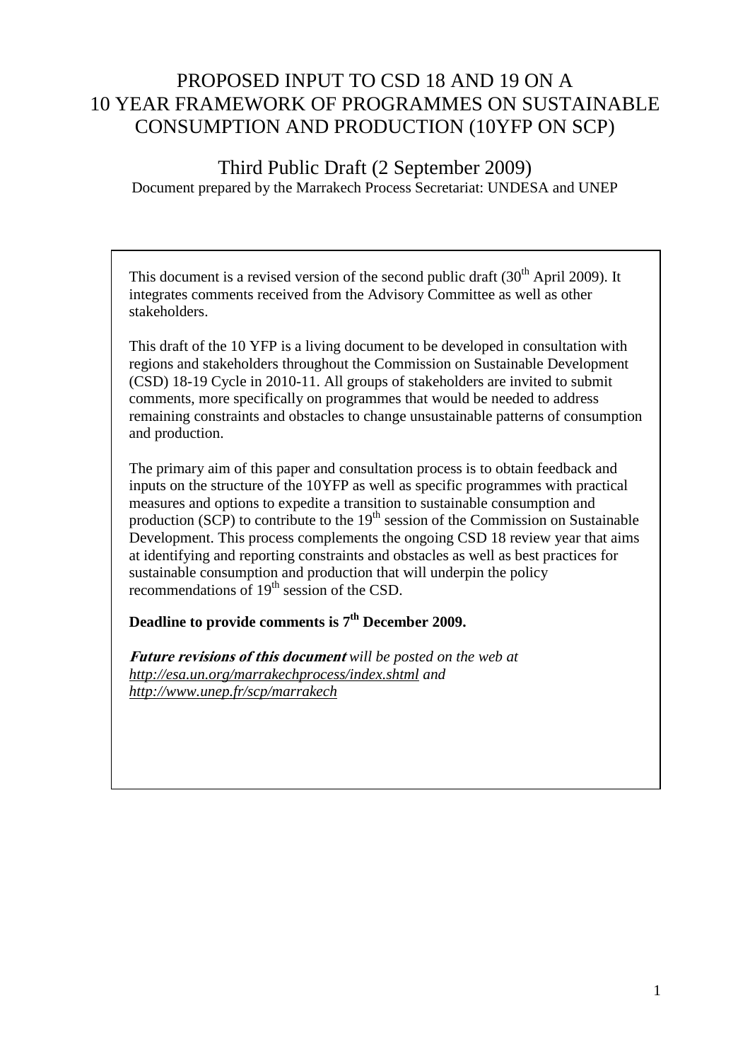# PROPOSED INPUT TO CSD 18 AND 19 ON A 10 YEAR FRAMEWORK OF PROGRAMMES ON SUSTAINABLE CONSUMPTION AND PRODUCTION (10YFP ON SCP)

## Third Public Draft (2 September 2009)

Document prepared by the Marrakech Process Secretariat: UNDESA and UNEP

This document is a revised version of the second public draft (30th April 2009). It integrates comments received from the Advisory Committee as well as other stakeholders.

This draft of the 10 YFP is a living document to be developed in consultation with regions and stakeholders throughout the Commission on Sustainable Development (CSD) 18-19 Cycle in 2010-11. All groups of stakeholders are invited to submit comments, more specifically on programmes that would be needed to address remaining constraints and obstacles to change unsustainable patterns of consumption and production.

The primary aim of this paper and consultation process is to obtain feedback and inputs on the structure of the 10YFP as well as specific programmes with practical measures and options to expedite a transition to sustainable consumption and production (SCP) to contribute to the 19th session of the Commission on Sustainable Development. This process complements the ongoing CSD 18 review year that aims at identifying and reporting constraints and obstacles as well as best practices for sustainable consumption and production that will underpin the policy recommendations of 19th session of the CSD.

**Deadline to provide comments is 7th December 2009.**

***Future revisions of this document*** *will be posted on the web at* *http://esa.un.org/marrakechprocess/index.shtml and* *http://www.unep.fr/scp/marrakech*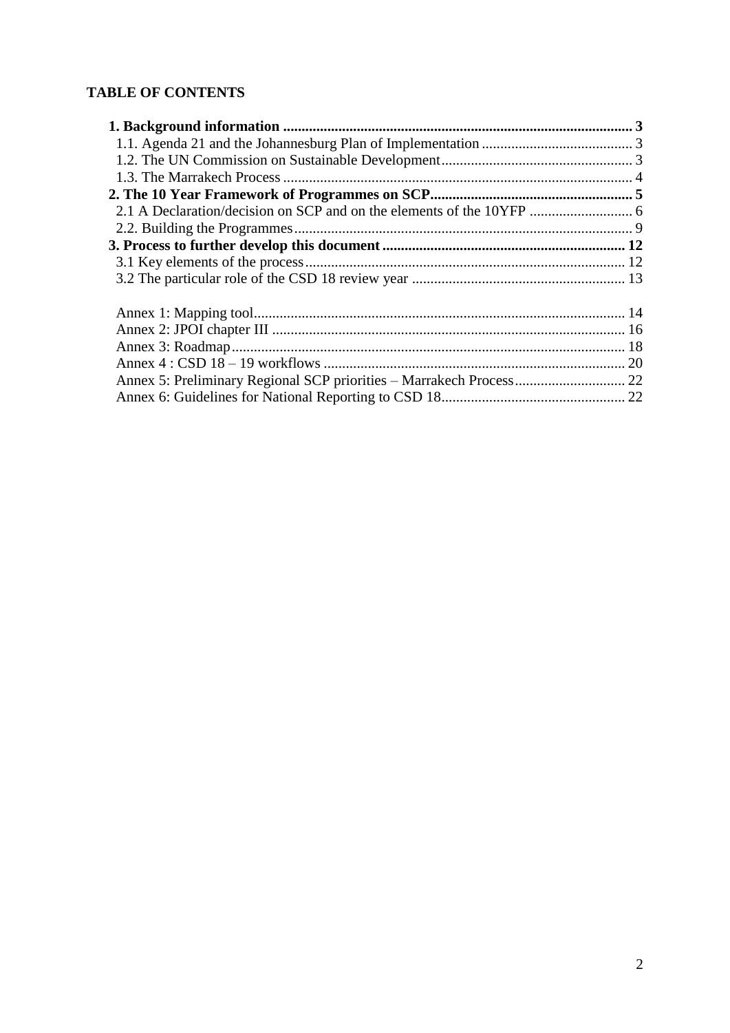**TABLE OF CONTENTS**

**1. Background information** .......................................................................................... **3**
1.1. Agenda 21 and the Johannesburg Plan of Implementation ......................................... 3
1.2. The UN Commission on Sustainable Development .................................................... 3
1.3. The Marrakech Process ............................................................................................... 4
**2. The 10 Year Framework of Programmes on SCP** ...................................................... **5**
2.1 A Declaration/decision on SCP and on the elements of the 10YFP ............................ 6
2.2. Building the Programmes ............................................................................................ 9
**3. Process to further develop this document** .................................................................. **12**
3.1 Key elements of the process ...................................................................................... 12
3.2 The particular role of the CSD 18 review year .......................................................... 13

Annex 1: Mapping tool ..................................................................................................... 14
Annex 2: JPOI chapter III ................................................................................................ 16
Annex 3: Roadmap ........................................................................................................... 18
Annex 4 : CSD 18 – 19 workflows .................................................................................. 20
Annex 5: Preliminary Regional SCP priorities – Marrakech Process .............................. 22
Annex 6: Guidelines for National Reporting to CSD 18 .................................................. 22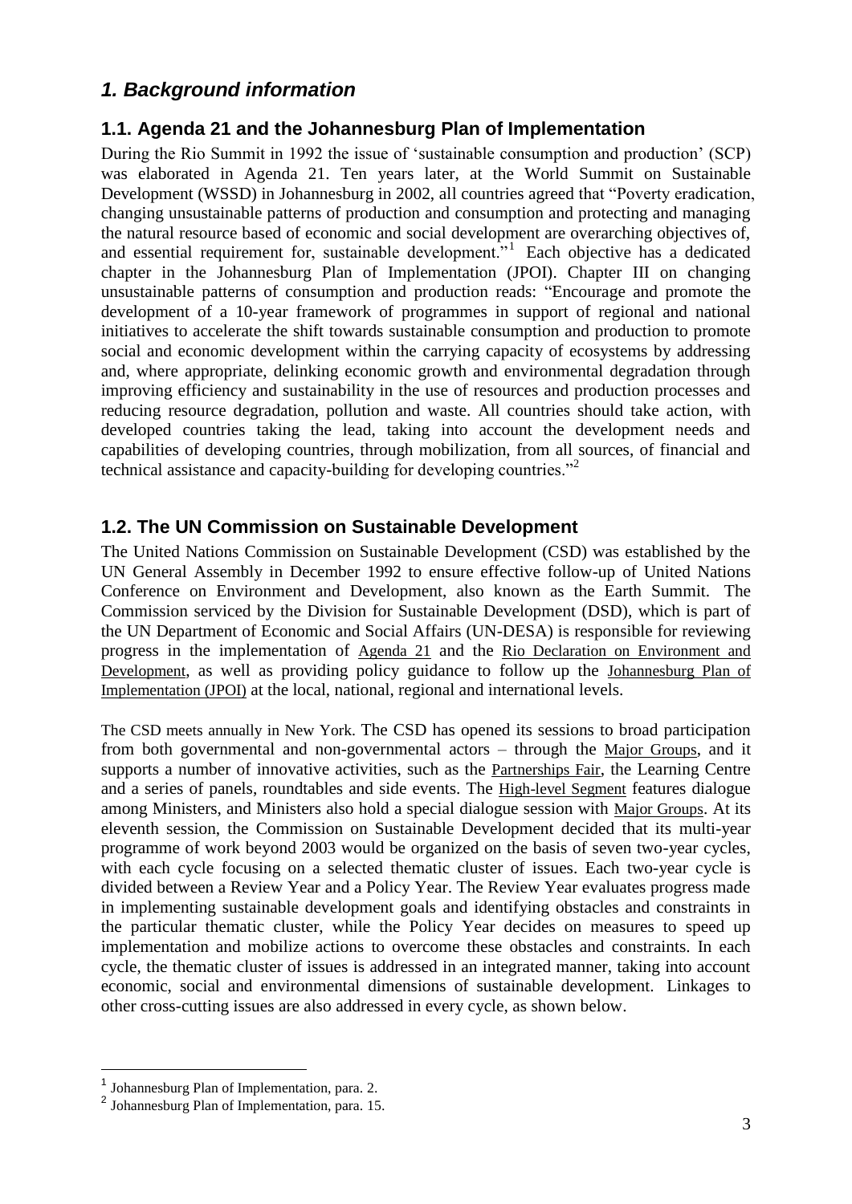# *1. Background information*

## 1.1. Agenda 21 and the Johannesburg Plan of Implementation

During the Rio Summit in 1992 the issue of 'sustainable consumption and production' (SCP) was elaborated in Agenda 21. Ten years later, at the World Summit on Sustainable Development (WSSD) in Johannesburg in 2002, all countries agreed that "Poverty eradication, changing unsustainable patterns of production and consumption and protecting and managing the natural resource based of economic and social development are overarching objectives of, and essential requirement for, sustainable development."[1] Each objective has a dedicated chapter in the Johannesburg Plan of Implementation (JPOI). Chapter III on changing unsustainable patterns of consumption and production reads: "Encourage and promote the development of a 10-year framework of programmes in support of regional and national initiatives to accelerate the shift towards sustainable consumption and production to promote social and economic development within the carrying capacity of ecosystems by addressing and, where appropriate, delinking economic growth and environmental degradation through improving efficiency and sustainability in the use of resources and production processes and reducing resource degradation, pollution and waste. All countries should take action, with developed countries taking the lead, taking into account the development needs and capabilities of developing countries, through mobilization, from all sources, of financial and technical assistance and capacity-building for developing countries."[2]

## 1.2. The UN Commission on Sustainable Development

The United Nations Commission on Sustainable Development (CSD) was established by the UN General Assembly in December 1992 to ensure effective follow-up of United Nations Conference on Environment and Development, also known as the Earth Summit. The Commission serviced by the Division for Sustainable Development (DSD), which is part of the UN Department of Economic and Social Affairs (UN-DESA) is responsible for reviewing progress in the implementation of Agenda 21 and the Rio Declaration on Environment and Development, as well as providing policy guidance to follow up the Johannesburg Plan of Implementation (JPOI) at the local, national, regional and international levels.

The CSD meets annually in New York. The CSD has opened its sessions to broad participation from both governmental and non-governmental actors – through the Major Groups, and it supports a number of innovative activities, such as the Partnerships Fair, the Learning Centre and a series of panels, roundtables and side events. The High-level Segment features dialogue among Ministers, and Ministers also hold a special dialogue session with Major Groups. At its eleventh session, the Commission on Sustainable Development decided that its multi-year programme of work beyond 2003 would be organized on the basis of seven two-year cycles, with each cycle focusing on a selected thematic cluster of issues. Each two-year cycle is divided between a Review Year and a Policy Year. The Review Year evaluates progress made in implementing sustainable development goals and identifying obstacles and constraints in the particular thematic cluster, while the Policy Year decides on measures to speed up implementation and mobilize actions to overcome these obstacles and constraints. In each cycle, the thematic cluster of issues is addressed in an integrated manner, taking into account economic, social and environmental dimensions of sustainable development. Linkages to other cross-cutting issues are also addressed in every cycle, as shown below.

---

[1] Johannesburg Plan of Implementation, para. 2.

[2] Johannesburg Plan of Implementation, para. 15.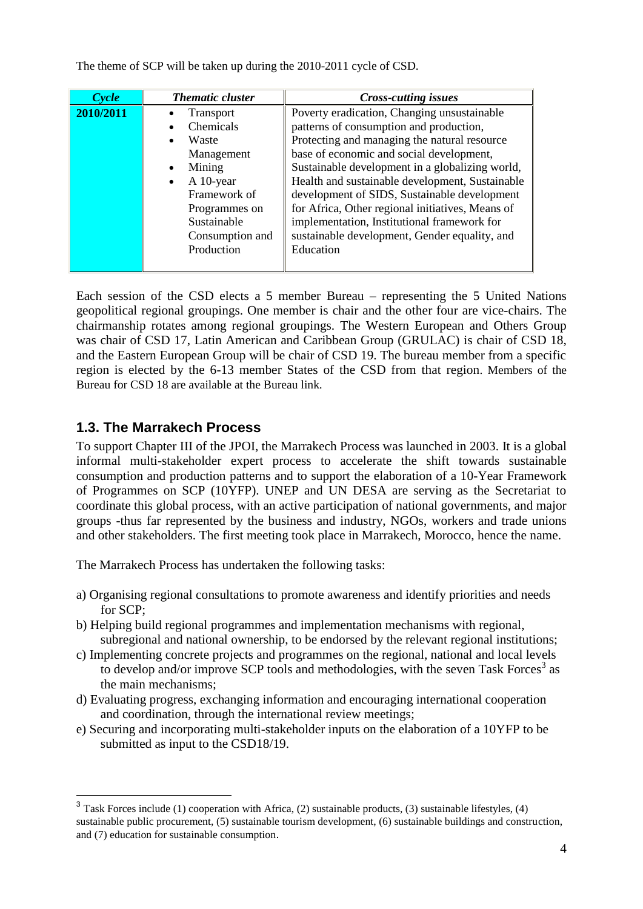The theme of SCP will be taken up during the 2010-2011 cycle of CSD.

| *Cycle* | *Thematic cluster* | *Cross-cutting issues* |
|---|---|---|
| **2010/2011** | • Transport<br>• Chemicals<br>• Waste Management<br>• Mining<br>• A 10-year Framework of Programmes on Sustainable Consumption and Production | Poverty eradication, Changing unsustainable patterns of consumption and production, Protecting and managing the natural resource base of economic and social development, Sustainable development in a globalizing world, Health and sustainable development, Sustainable development of SIDS, Sustainable development for Africa, Other regional initiatives, Means of implementation, Institutional framework for sustainable development, Gender equality, and Education |

Each session of the CSD elects a 5 member Bureau – representing the 5 United Nations geopolitical regional groupings. One member is chair and the other four are vice-chairs. The chairmanship rotates among regional groupings. The Western European and Others Group was chair of CSD 17, Latin American and Caribbean Group (GRULAC) is chair of CSD 18, and the Eastern European Group will be chair of CSD 19. The bureau member from a specific region is elected by the 6-13 member States of the CSD from that region. Members of the Bureau for CSD 18 are available at the Bureau link.

## 1.3. The Marrakech Process

To support Chapter III of the JPOI, the Marrakech Process was launched in 2003. It is a global informal multi-stakeholder expert process to accelerate the shift towards sustainable consumption and production patterns and to support the elaboration of a 10-Year Framework of Programmes on SCP (10YFP). UNEP and UN DESA are serving as the Secretariat to coordinate this global process, with an active participation of national governments, and major groups -thus far represented by the business and industry, NGOs, workers and trade unions and other stakeholders. The first meeting took place in Marrakech, Morocco, hence the name.

The Marrakech Process has undertaken the following tasks:

a) Organising regional consultations to promote awareness and identify priorities and needs for SCP;
b) Helping build regional programmes and implementation mechanisms with regional, subregional and national ownership, to be endorsed by the relevant regional institutions;
c) Implementing concrete projects and programmes on the regional, national and local levels to develop and/or improve SCP tools and methodologies, with the seven Task Forces[3] as the main mechanisms;
d) Evaluating progress, exchanging information and encouraging international cooperation and coordination, through the international review meetings;
e) Securing and incorporating multi-stakeholder inputs on the elaboration of a 10YFP to be submitted as input to the CSD18/19.

[3] Task Forces include (1) cooperation with Africa, (2) sustainable products, (3) sustainable lifestyles, (4) sustainable public procurement, (5) sustainable tourism development, (6) sustainable buildings and construction, and (7) education for sustainable consumption.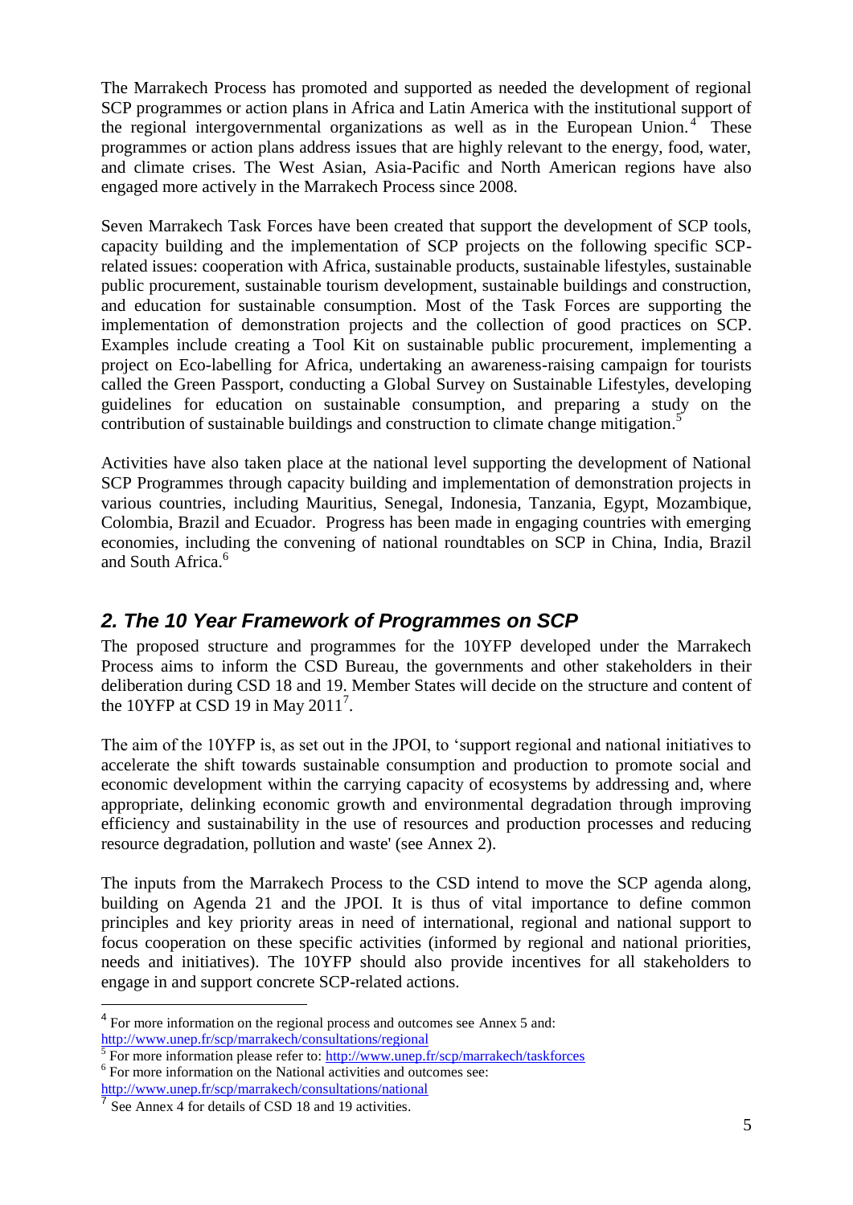The Marrakech Process has promoted and supported as needed the development of regional SCP programmes or action plans in Africa and Latin America with the institutional support of the regional intergovernmental organizations as well as in the European Union.[4] These programmes or action plans address issues that are highly relevant to the energy, food, water, and climate crises. The West Asian, Asia-Pacific and North American regions have also engaged more actively in the Marrakech Process since 2008.

Seven Marrakech Task Forces have been created that support the development of SCP tools, capacity building and the implementation of SCP projects on the following specific SCP-related issues: cooperation with Africa, sustainable products, sustainable lifestyles, sustainable public procurement, sustainable tourism development, sustainable buildings and construction, and education for sustainable consumption. Most of the Task Forces are supporting the implementation of demonstration projects and the collection of good practices on SCP. Examples include creating a Tool Kit on sustainable public procurement, implementing a project on Eco-labelling for Africa, undertaking an awareness-raising campaign for tourists called the Green Passport, conducting a Global Survey on Sustainable Lifestyles, developing guidelines for education on sustainable consumption, and preparing a study on the contribution of sustainable buildings and construction to climate change mitigation.[5]

Activities have also taken place at the national level supporting the development of National SCP Programmes through capacity building and implementation of demonstration projects in various countries, including Mauritius, Senegal, Indonesia, Tanzania, Egypt, Mozambique, Colombia, Brazil and Ecuador. Progress has been made in engaging countries with emerging economies, including the convening of national roundtables on SCP in China, India, Brazil and South Africa.[6]

## *2. The 10 Year Framework of Programmes on SCP*

The proposed structure and programmes for the 10YFP developed under the Marrakech Process aims to inform the CSD Bureau, the governments and other stakeholders in their deliberation during CSD 18 and 19. Member States will decide on the structure and content of the 10YFP at CSD 19 in May 2011[7].

The aim of the 10YFP is, as set out in the JPOI, to 'support regional and national initiatives to accelerate the shift towards sustainable consumption and production to promote social and economic development within the carrying capacity of ecosystems by addressing and, where appropriate, delinking economic growth and environmental degradation through improving efficiency and sustainability in the use of resources and production processes and reducing resource degradation, pollution and waste' (see Annex 2).

The inputs from the Marrakech Process to the CSD intend to move the SCP agenda along, building on Agenda 21 and the JPOI. It is thus of vital importance to define common principles and key priority areas in need of international, regional and national support to focus cooperation on these specific activities (informed by regional and national priorities, needs and initiatives). The 10YFP should also provide incentives for all stakeholders to engage in and support concrete SCP-related actions.

---

[4] For more information on the regional process and outcomes see Annex 5 and: http://www.unep.fr/scp/marrakech/consultations/regional

[5] For more information please refer to: http://www.unep.fr/scp/marrakech/taskforces

[6] For more information on the National activities and outcomes see: http://www.unep.fr/scp/marrakech/consultations/national

[7] See Annex 4 for details of CSD 18 and 19 activities.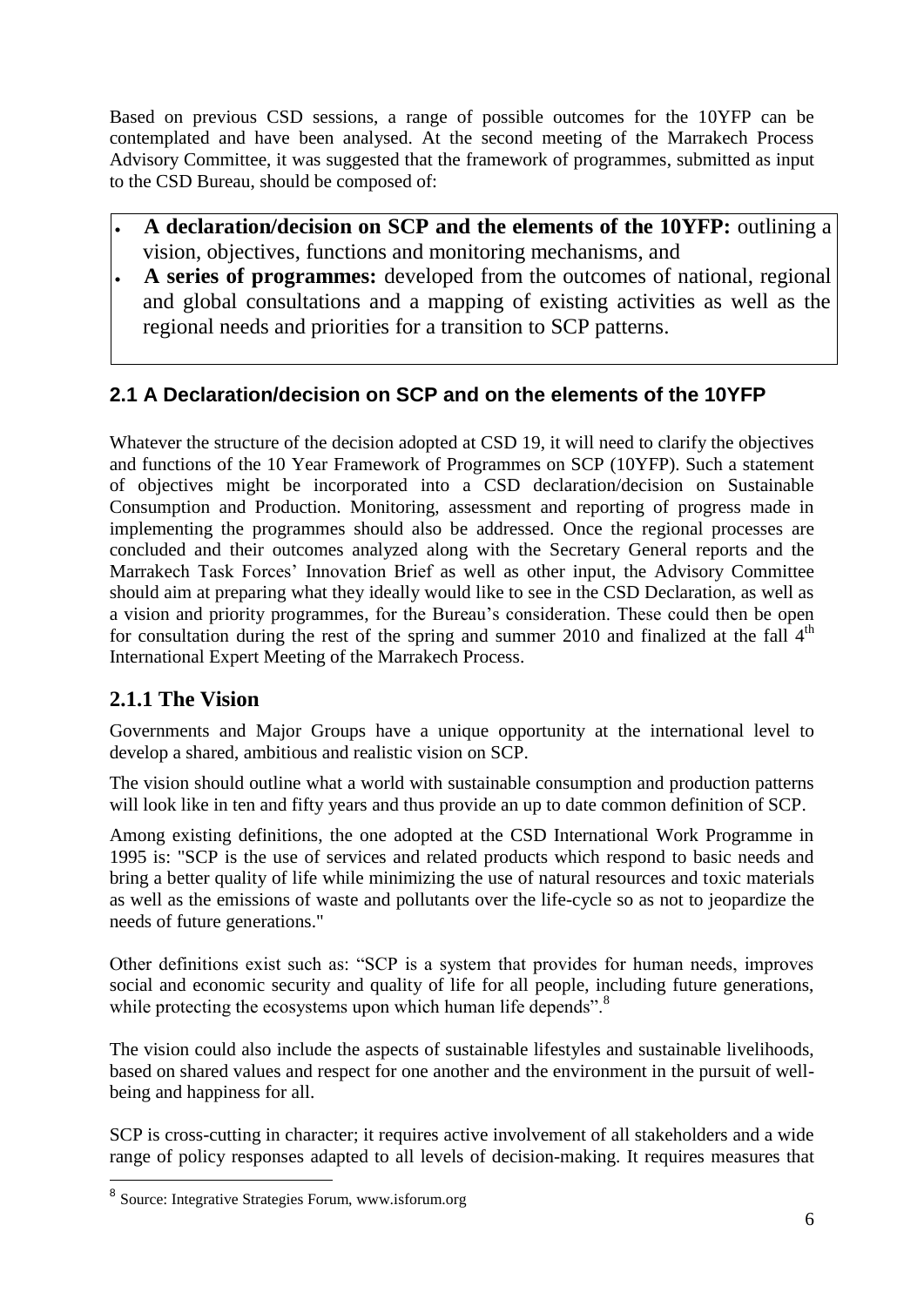Based on previous CSD sessions, a range of possible outcomes for the 10YFP can be contemplated and have been analysed. At the second meeting of the Marrakech Process Advisory Committee, it was suggested that the framework of programmes, submitted as input to the CSD Bureau, should be composed of:

- **A declaration/decision on SCP and the elements of the 10YFP:** outlining a vision, objectives, functions and monitoring mechanisms, and
- **A series of programmes:** developed from the outcomes of national, regional and global consultations and a mapping of existing activities as well as the regional needs and priorities for a transition to SCP patterns.

### 2.1 A Declaration/decision on SCP and on the elements of the 10YFP

Whatever the structure of the decision adopted at CSD 19, it will need to clarify the objectives and functions of the 10 Year Framework of Programmes on SCP (10YFP). Such a statement of objectives might be incorporated into a CSD declaration/decision on Sustainable Consumption and Production. Monitoring, assessment and reporting of progress made in implementing the programmes should also be addressed. Once the regional processes are concluded and their outcomes analyzed along with the Secretary General reports and the Marrakech Task Forces' Innovation Brief as well as other input, the Advisory Committee should aim at preparing what they ideally would like to see in the CSD Declaration, as well as a vision and priority programmes, for the Bureau's consideration. These could then be open for consultation during the rest of the spring and summer 2010 and finalized at the fall 4th International Expert Meeting of the Marrakech Process.

### 2.1.1 The Vision

Governments and Major Groups have a unique opportunity at the international level to develop a shared, ambitious and realistic vision on SCP.

The vision should outline what a world with sustainable consumption and production patterns will look like in ten and fifty years and thus provide an up to date common definition of SCP.

Among existing definitions, the one adopted at the CSD International Work Programme in 1995 is: "SCP is the use of services and related products which respond to basic needs and bring a better quality of life while minimizing the use of natural resources and toxic materials as well as the emissions of waste and pollutants over the life-cycle so as not to jeopardize the needs of future generations."

Other definitions exist such as: "SCP is a system that provides for human needs, improves social and economic security and quality of life for all people, including future generations, while protecting the ecosystems upon which human life depends".[8]

The vision could also include the aspects of sustainable lifestyles and sustainable livelihoods, based on shared values and respect for one another and the environment in the pursuit of well-being and happiness for all.

SCP is cross-cutting in character; it requires active involvement of all stakeholders and a wide range of policy responses adapted to all levels of decision-making. It requires measures that

[8] Source: Integrative Strategies Forum, www.isforum.org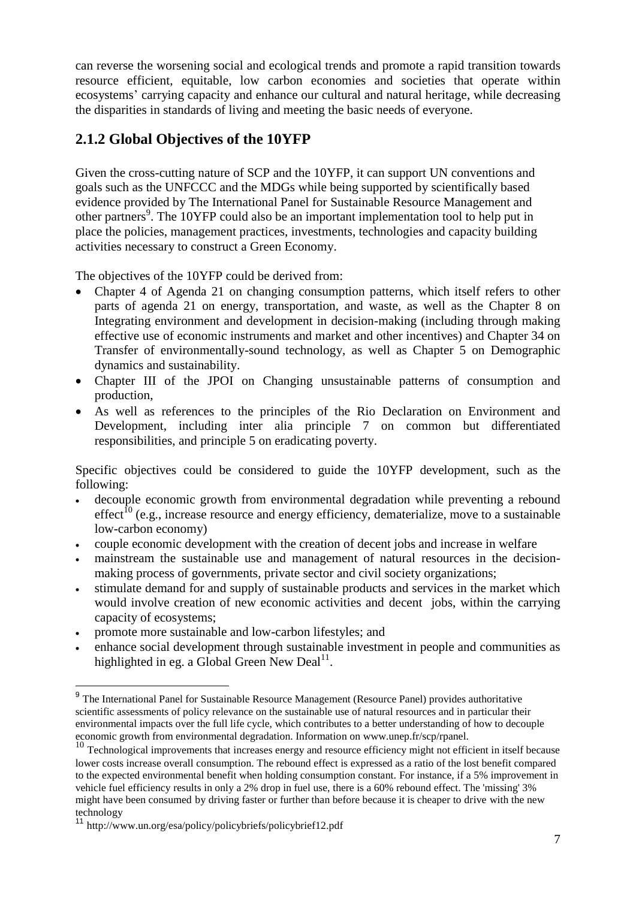can reverse the worsening social and ecological trends and promote a rapid transition towards resource efficient, equitable, low carbon economies and societies that operate within ecosystems' carrying capacity and enhance our cultural and natural heritage, while decreasing the disparities in standards of living and meeting the basic needs of everyone.

## 2.1.2 Global Objectives of the 10YFP

Given the cross-cutting nature of SCP and the 10YFP, it can support UN conventions and goals such as the UNFCCC and the MDGs while being supported by scientifically based evidence provided by The International Panel for Sustainable Resource Management and other partners[9]. The 10YFP could also be an important implementation tool to help put in place the policies, management practices, investments, technologies and capacity building activities necessary to construct a Green Economy.

The objectives of the 10YFP could be derived from:

- Chapter 4 of Agenda 21 on changing consumption patterns, which itself refers to other parts of agenda 21 on energy, transportation, and waste, as well as the Chapter 8 on Integrating environment and development in decision-making (including through making effective use of economic instruments and market and other incentives) and Chapter 34 on Transfer of environmentally-sound technology, as well as Chapter 5 on Demographic dynamics and sustainability.
- Chapter III of the JPOI on Changing unsustainable patterns of consumption and production,
- As well as references to the principles of the Rio Declaration on Environment and Development, including inter alia principle 7 on common but differentiated responsibilities, and principle 5 on eradicating poverty.

Specific objectives could be considered to guide the 10YFP development, such as the following:

- decouple economic growth from environmental degradation while preventing a rebound effect[10] (e.g., increase resource and energy efficiency, dematerialize, move to a sustainable low-carbon economy)
- couple economic development with the creation of decent jobs and increase in welfare
- mainstream the sustainable use and management of natural resources in the decision-making process of governments, private sector and civil society organizations;
- stimulate demand for and supply of sustainable products and services in the market which would involve creation of new economic activities and decent jobs, within the carrying capacity of ecosystems;
- promote more sustainable and low-carbon lifestyles; and
- enhance social development through sustainable investment in people and communities as highlighted in eg. a Global Green New Deal[11].

---

[9] The International Panel for Sustainable Resource Management (Resource Panel) provides authoritative scientific assessments of policy relevance on the sustainable use of natural resources and in particular their environmental impacts over the full life cycle, which contributes to a better understanding of how to decouple economic growth from environmental degradation. Information on www.unep.fr/scp/rpanel.

[10] Technological improvements that increases energy and resource efficiency might not efficient in itself because lower costs increase overall consumption. The rebound effect is expressed as a ratio of the lost benefit compared to the expected environmental benefit when holding consumption constant. For instance, if a 5% improvement in vehicle fuel efficiency results in only a 2% drop in fuel use, there is a 60% rebound effect. The 'missing' 3% might have been consumed by driving faster or further than before because it is cheaper to drive with the new technology

[11] http://www.un.org/esa/policy/policybriefs/policybrief12.pdf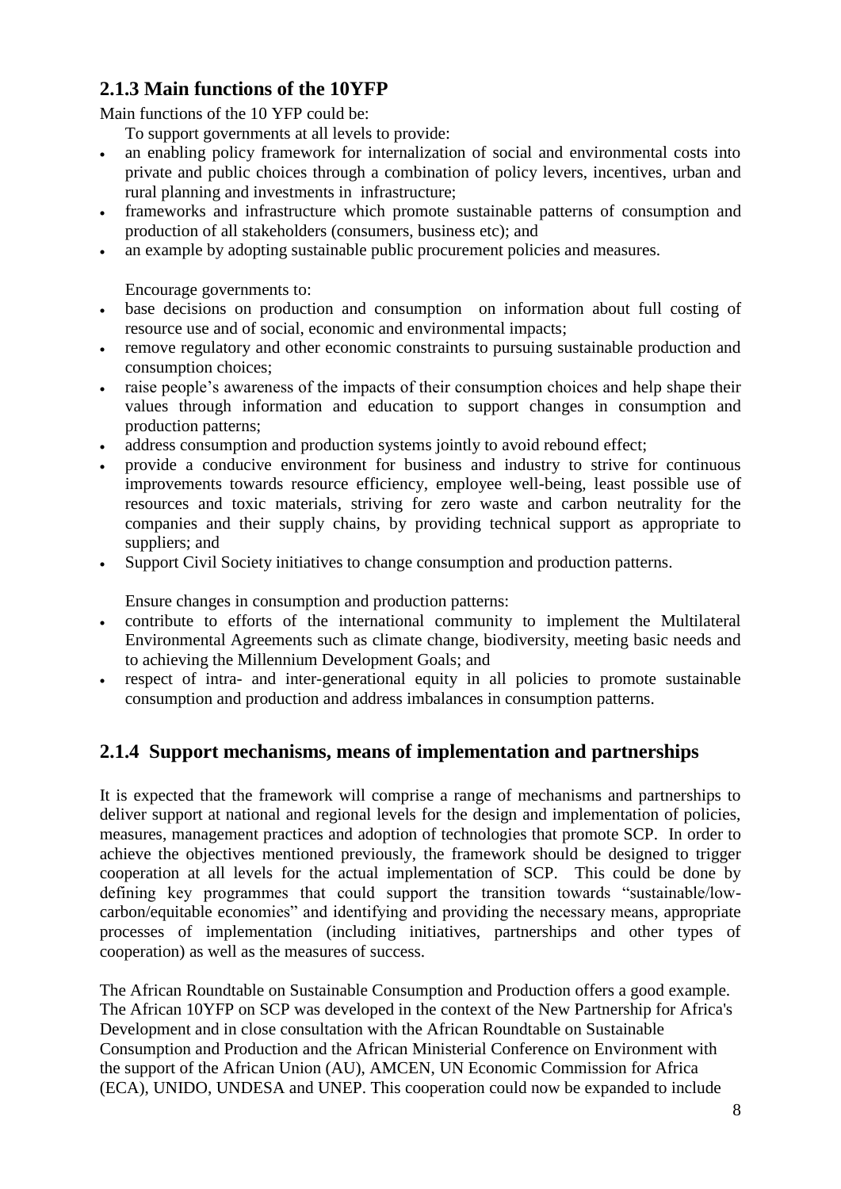## 2.1.3 Main functions of the 10YFP

Main functions of the 10 YFP could be:

To support governments at all levels to provide:

- an enabling policy framework for internalization of social and environmental costs into private and public choices through a combination of policy levers, incentives, urban and rural planning and investments in infrastructure;
- frameworks and infrastructure which promote sustainable patterns of consumption and production of all stakeholders (consumers, business etc); and
- an example by adopting sustainable public procurement policies and measures.

Encourage governments to:

- base decisions on production and consumption on information about full costing of resource use and of social, economic and environmental impacts;
- remove regulatory and other economic constraints to pursuing sustainable production and consumption choices;
- raise people's awareness of the impacts of their consumption choices and help shape their values through information and education to support changes in consumption and production patterns;
- address consumption and production systems jointly to avoid rebound effect;
- provide a conducive environment for business and industry to strive for continuous improvements towards resource efficiency, employee well-being, least possible use of resources and toxic materials, striving for zero waste and carbon neutrality for the companies and their supply chains, by providing technical support as appropriate to suppliers; and
- Support Civil Society initiatives to change consumption and production patterns.

Ensure changes in consumption and production patterns:

- contribute to efforts of the international community to implement the Multilateral Environmental Agreements such as climate change, biodiversity, meeting basic needs and to achieving the Millennium Development Goals; and
- respect of intra- and inter-generational equity in all policies to promote sustainable consumption and production and address imbalances in consumption patterns.

## 2.1.4 Support mechanisms, means of implementation and partnerships

It is expected that the framework will comprise a range of mechanisms and partnerships to deliver support at national and regional levels for the design and implementation of policies, measures, management practices and adoption of technologies that promote SCP. In order to achieve the objectives mentioned previously, the framework should be designed to trigger cooperation at all levels for the actual implementation of SCP. This could be done by defining key programmes that could support the transition towards "sustainable/low-carbon/equitable economies" and identifying and providing the necessary means, appropriate processes of implementation (including initiatives, partnerships and other types of cooperation) as well as the measures of success.

The African Roundtable on Sustainable Consumption and Production offers a good example. The African 10YFP on SCP was developed in the context of the New Partnership for Africa's Development and in close consultation with the African Roundtable on Sustainable Consumption and Production and the African Ministerial Conference on Environment with the support of the African Union (AU), AMCEN, UN Economic Commission for Africa (ECA), UNIDO, UNDESA and UNEP. This cooperation could now be expanded to include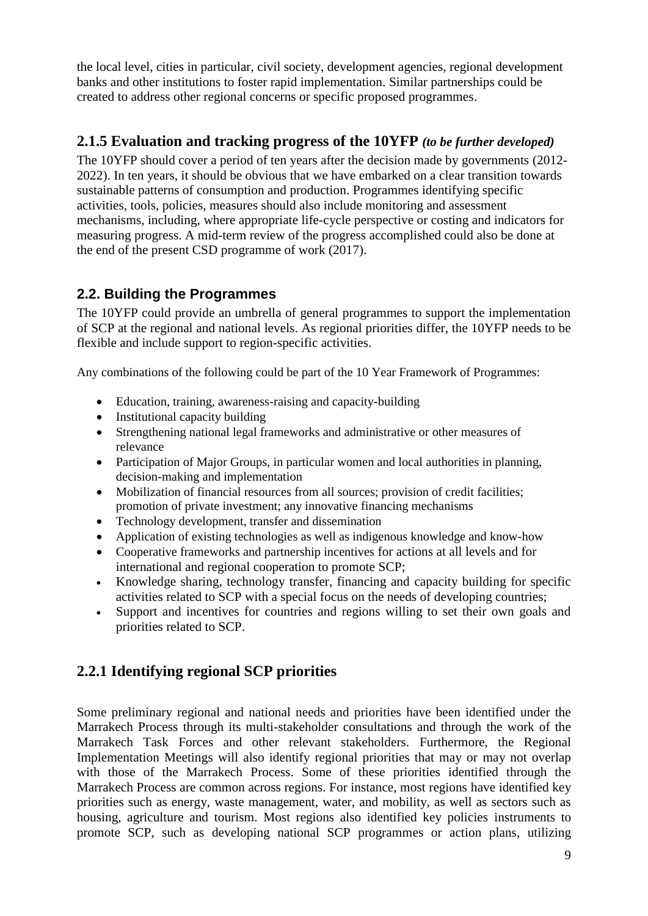the local level, cities in particular, civil society, development agencies, regional development banks and other institutions to foster rapid implementation. Similar partnerships could be created to address other regional concerns or specific proposed programmes.

### 2.1.5 Evaluation and tracking progress of the 10YFP *(to be further developed)*

The 10YFP should cover a period of ten years after the decision made by governments (2012-2022). In ten years, it should be obvious that we have embarked on a clear transition towards sustainable patterns of consumption and production. Programmes identifying specific activities, tools, policies, measures should also include monitoring and assessment mechanisms, including, where appropriate life-cycle perspective or costing and indicators for measuring progress. A mid-term review of the progress accomplished could also be done at the end of the present CSD programme of work (2017).

## 2.2. Building the Programmes

The 10YFP could provide an umbrella of general programmes to support the implementation of SCP at the regional and national levels. As regional priorities differ, the 10YFP needs to be flexible and include support to region-specific activities.

Any combinations of the following could be part of the 10 Year Framework of Programmes:

- Education, training, awareness-raising and capacity-building
- Institutional capacity building
- Strengthening national legal frameworks and administrative or other measures of relevance
- Participation of Major Groups, in particular women and local authorities in planning, decision-making and implementation
- Mobilization of financial resources from all sources; provision of credit facilities; promotion of private investment; any innovative financing mechanisms
- Technology development, transfer and dissemination
- Application of existing technologies as well as indigenous knowledge and know-how
- Cooperative frameworks and partnership incentives for actions at all levels and for international and regional cooperation to promote SCP;
- Knowledge sharing, technology transfer, financing and capacity building for specific activities related to SCP with a special focus on the needs of developing countries;
- Support and incentives for countries and regions willing to set their own goals and priorities related to SCP.

### 2.2.1 Identifying regional SCP priorities

Some preliminary regional and national needs and priorities have been identified under the Marrakech Process through its multi-stakeholder consultations and through the work of the Marrakech Task Forces and other relevant stakeholders. Furthermore, the Regional Implementation Meetings will also identify regional priorities that may or may not overlap with those of the Marrakech Process. Some of these priorities identified through the Marrakech Process are common across regions. For instance, most regions have identified key priorities such as energy, waste management, water, and mobility, as well as sectors such as housing, agriculture and tourism. Most regions also identified key policies instruments to promote SCP, such as developing national SCP programmes or action plans, utilizing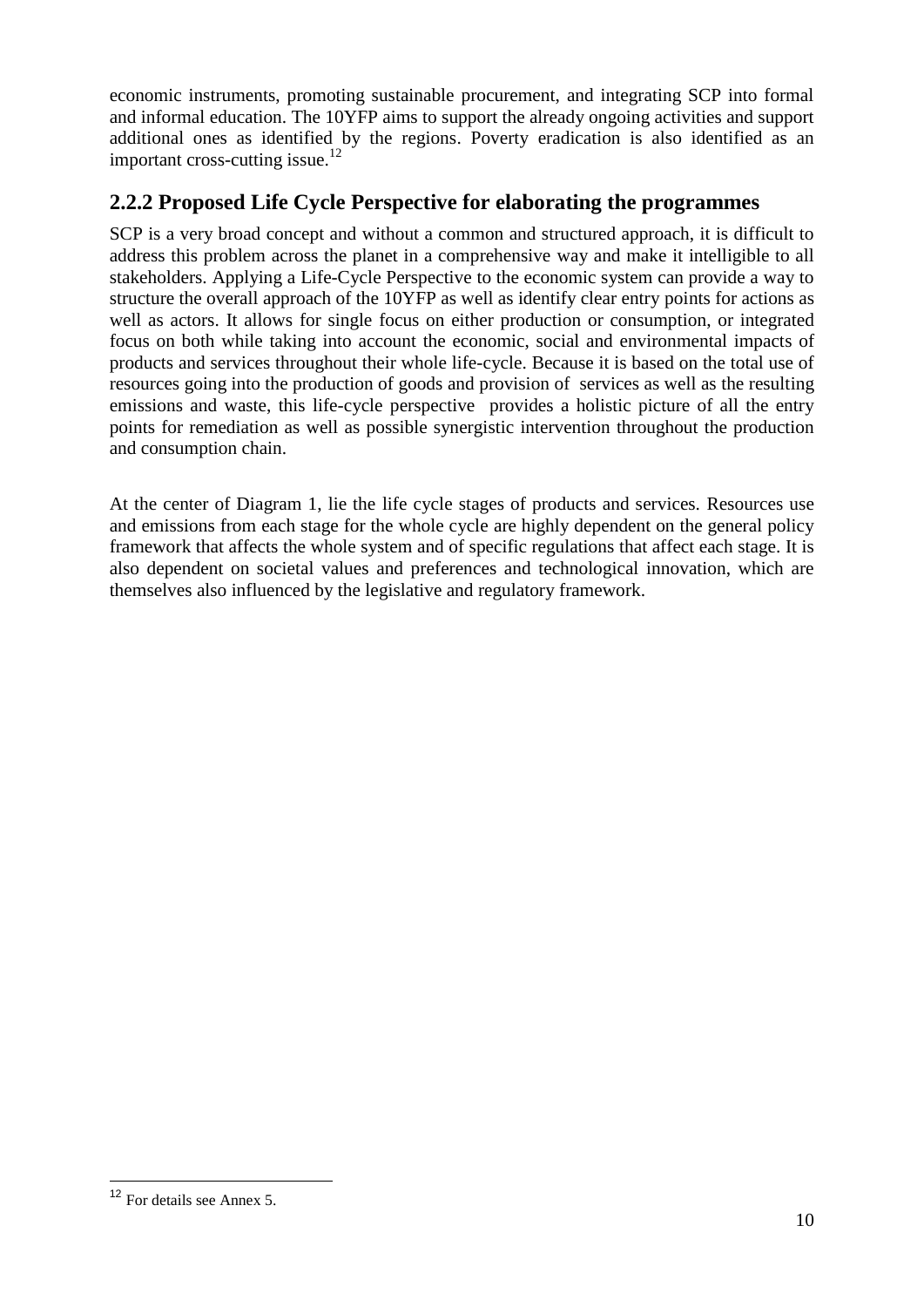economic instruments, promoting sustainable procurement, and integrating SCP into formal and informal education. The 10YFP aims to support the already ongoing activities and support additional ones as identified by the regions. Poverty eradication is also identified as an important cross-cutting issue.[12]

### 2.2.2 Proposed Life Cycle Perspective for elaborating the programmes

SCP is a very broad concept and without a common and structured approach, it is difficult to address this problem across the planet in a comprehensive way and make it intelligible to all stakeholders. Applying a Life-Cycle Perspective to the economic system can provide a way to structure the overall approach of the 10YFP as well as identify clear entry points for actions as well as actors. It allows for single focus on either production or consumption, or integrated focus on both while taking into account the economic, social and environmental impacts of products and services throughout their whole life-cycle. Because it is based on the total use of resources going into the production of goods and provision of services as well as the resulting emissions and waste, this life-cycle perspective provides a holistic picture of all the entry points for remediation as well as possible synergistic intervention throughout the production and consumption chain.

At the center of Diagram 1, lie the life cycle stages of products and services. Resources use and emissions from each stage for the whole cycle are highly dependent on the general policy framework that affects the whole system and of specific regulations that affect each stage. It is also dependent on societal values and preferences and technological innovation, which are themselves also influenced by the legislative and regulatory framework.

[12] For details see Annex 5.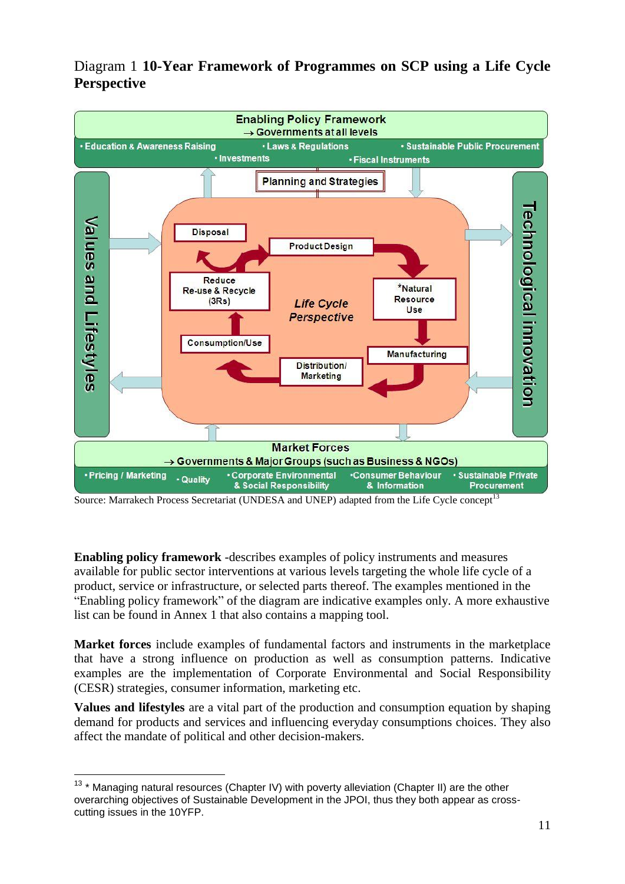Diagram 1 **10-Year Framework of Programmes on SCP using a Life Cycle Perspective**

**Enabling Policy Framework**
→ Governments at all levels

- Education & Awareness Raising
- Laws & Regulations
- Sustainable Public Procurement
- Investments
- Fiscal Instruments

Planning and Strategies

Values and Lifestyles

Technological innovation

*Life Cycle Perspective*

Product Design → *Natural Resource Use → Manufacturing → Distribution/ Marketing → Consumption/Use → Reduce Re-use & Recycle (3Rs) → Disposal

**Market Forces**
→ Governments & Major Groups (such as Business & NGOs)

- Pricing / Marketing
- Quality
- Corporate Environmental & Social Responsibility
- Consumer Behaviour & Information
- Sustainable Private Procurement

Source: Marrakech Process Secretariat (UNDESA and UNEP) adapted from the Life Cycle concept[13]

**Enabling policy framework** -describes examples of policy instruments and measures available for public sector interventions at various levels targeting the whole life cycle of a product, service or infrastructure, or selected parts thereof. The examples mentioned in the "Enabling policy framework" of the diagram are indicative examples only. A more exhaustive list can be found in Annex 1 that also contains a mapping tool.

**Market forces** include examples of fundamental factors and instruments in the marketplace that have a strong influence on production as well as consumption patterns. Indicative examples are the implementation of Corporate Environmental and Social Responsibility (CESR) strategies, consumer information, marketing etc.

**Values and lifestyles** are a vital part of the production and consumption equation by shaping demand for products and services and influencing everyday consumptions choices. They also affect the mandate of political and other decision-makers.

---

[13] * Managing natural resources (Chapter IV) with poverty alleviation (Chapter II) are the other overarching objectives of Sustainable Development in the JPOI, thus they both appear as cross-cutting issues in the 10YFP.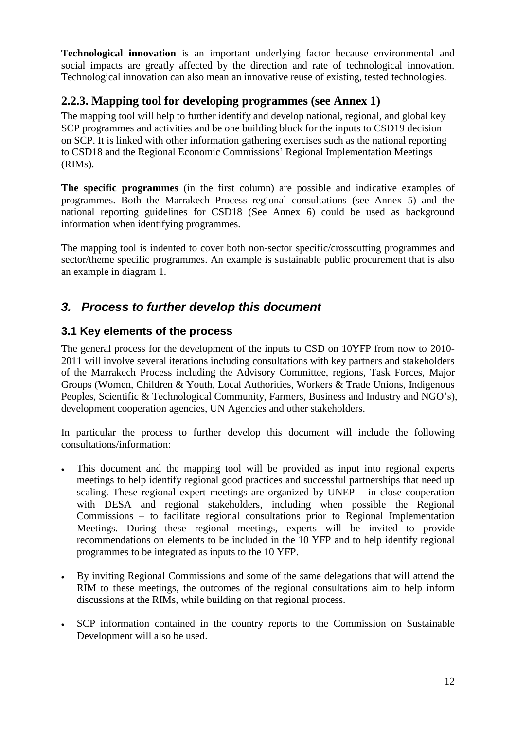**Technological innovation** is an important underlying factor because environmental and social impacts are greatly affected by the direction and rate of technological innovation. Technological innovation can also mean an innovative reuse of existing, tested technologies.

### 2.2.3. Mapping tool for developing programmes (see Annex 1)

The mapping tool will help to further identify and develop national, regional, and global key SCP programmes and activities and be one building block for the inputs to CSD19 decision on SCP. It is linked with other information gathering exercises such as the national reporting to CSD18 and the Regional Economic Commissions' Regional Implementation Meetings (RIMs).

**The specific programmes** (in the first column) are possible and indicative examples of programmes. Both the Marrakech Process regional consultations (see Annex 5) and the national reporting guidelines for CSD18 (See Annex 6) could be used as background information when identifying programmes.

The mapping tool is indented to cover both non-sector specific/crosscutting programmes and sector/theme specific programmes. An example is sustainable public procurement that is also an example in diagram 1.

## *3. Process to further develop this document*

### 3.1 Key elements of the process

The general process for the development of the inputs to CSD on 10YFP from now to 2010-2011 will involve several iterations including consultations with key partners and stakeholders of the Marrakech Process including the Advisory Committee, regions, Task Forces, Major Groups (Women, Children & Youth, Local Authorities, Workers & Trade Unions, Indigenous Peoples, Scientific & Technological Community, Farmers, Business and Industry and NGO's), development cooperation agencies, UN Agencies and other stakeholders.

In particular the process to further develop this document will include the following consultations/information:

- This document and the mapping tool will be provided as input into regional experts meetings to help identify regional good practices and successful partnerships that need up scaling. These regional expert meetings are organized by UNEP – in close cooperation with DESA and regional stakeholders, including when possible the Regional Commissions – to facilitate regional consultations prior to Regional Implementation Meetings. During these regional meetings, experts will be invited to provide recommendations on elements to be included in the 10 YFP and to help identify regional programmes to be integrated as inputs to the 10 YFP.

- By inviting Regional Commissions and some of the same delegations that will attend the RIM to these meetings, the outcomes of the regional consultations aim to help inform discussions at the RIMs, while building on that regional process.

- SCP information contained in the country reports to the Commission on Sustainable Development will also be used.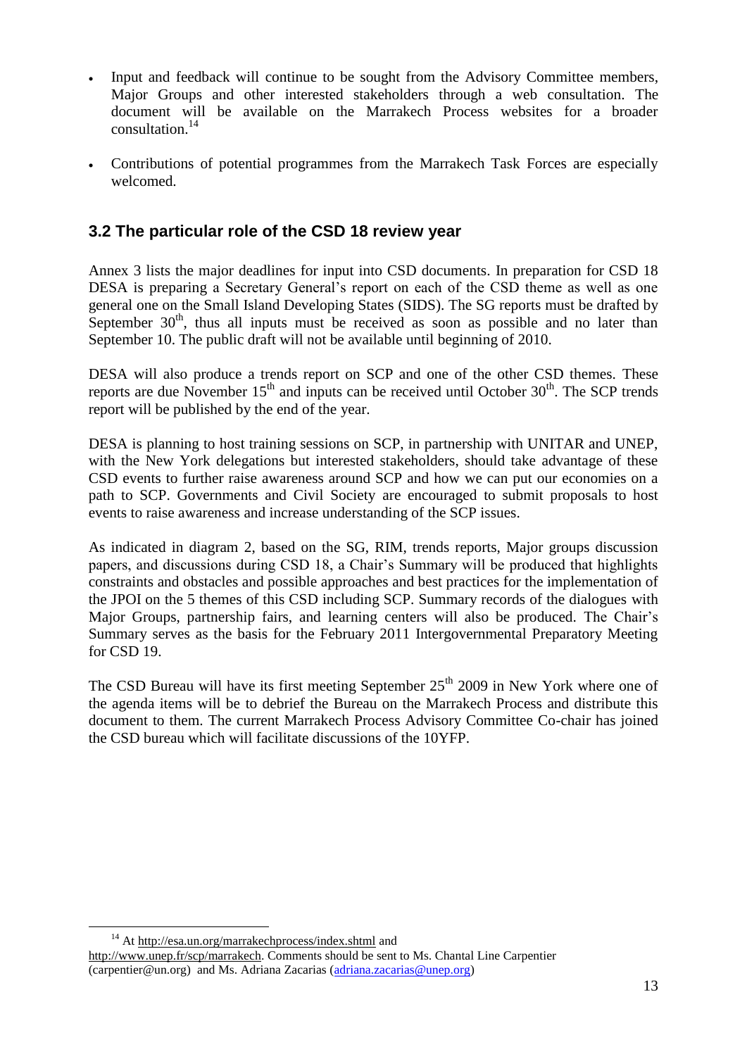- Input and feedback will continue to be sought from the Advisory Committee members, Major Groups and other interested stakeholders through a web consultation. The document will be available on the Marrakech Process websites for a broader consultation.[14]

- Contributions of potential programmes from the Marrakech Task Forces are especially welcomed.

### 3.2 The particular role of the CSD 18 review year

Annex 3 lists the major deadlines for input into CSD documents. In preparation for CSD 18 DESA is preparing a Secretary General's report on each of the CSD theme as well as one general one on the Small Island Developing States (SIDS). The SG reports must be drafted by September 30th, thus all inputs must be received as soon as possible and no later than September 10. The public draft will not be available until beginning of 2010.

DESA will also produce a trends report on SCP and one of the other CSD themes. These reports are due November 15th and inputs can be received until October 30th. The SCP trends report will be published by the end of the year.

DESA is planning to host training sessions on SCP, in partnership with UNITAR and UNEP, with the New York delegations but interested stakeholders, should take advantage of these CSD events to further raise awareness around SCP and how we can put our economies on a path to SCP. Governments and Civil Society are encouraged to submit proposals to host events to raise awareness and increase understanding of the SCP issues.

As indicated in diagram 2, based on the SG, RIM, trends reports, Major groups discussion papers, and discussions during CSD 18, a Chair's Summary will be produced that highlights constraints and obstacles and possible approaches and best practices for the implementation of the JPOI on the 5 themes of this CSD including SCP. Summary records of the dialogues with Major Groups, partnership fairs, and learning centers will also be produced. The Chair's Summary serves as the basis for the February 2011 Intergovernmental Preparatory Meeting for CSD 19.

The CSD Bureau will have its first meeting September 25th 2009 in New York where one of the agenda items will be to debrief the Bureau on the Marrakech Process and distribute this document to them. The current Marrakech Process Advisory Committee Co-chair has joined the CSD bureau which will facilitate discussions of the 10YFP.

---

[14] At http://esa.un.org/marrakechprocess/index.shtml and http://www.unep.fr/scp/marrakech. Comments should be sent to Ms. Chantal Line Carpentier (carpentier@un.org) and Ms. Adriana Zacarias (adriana.zacarias@unep.org)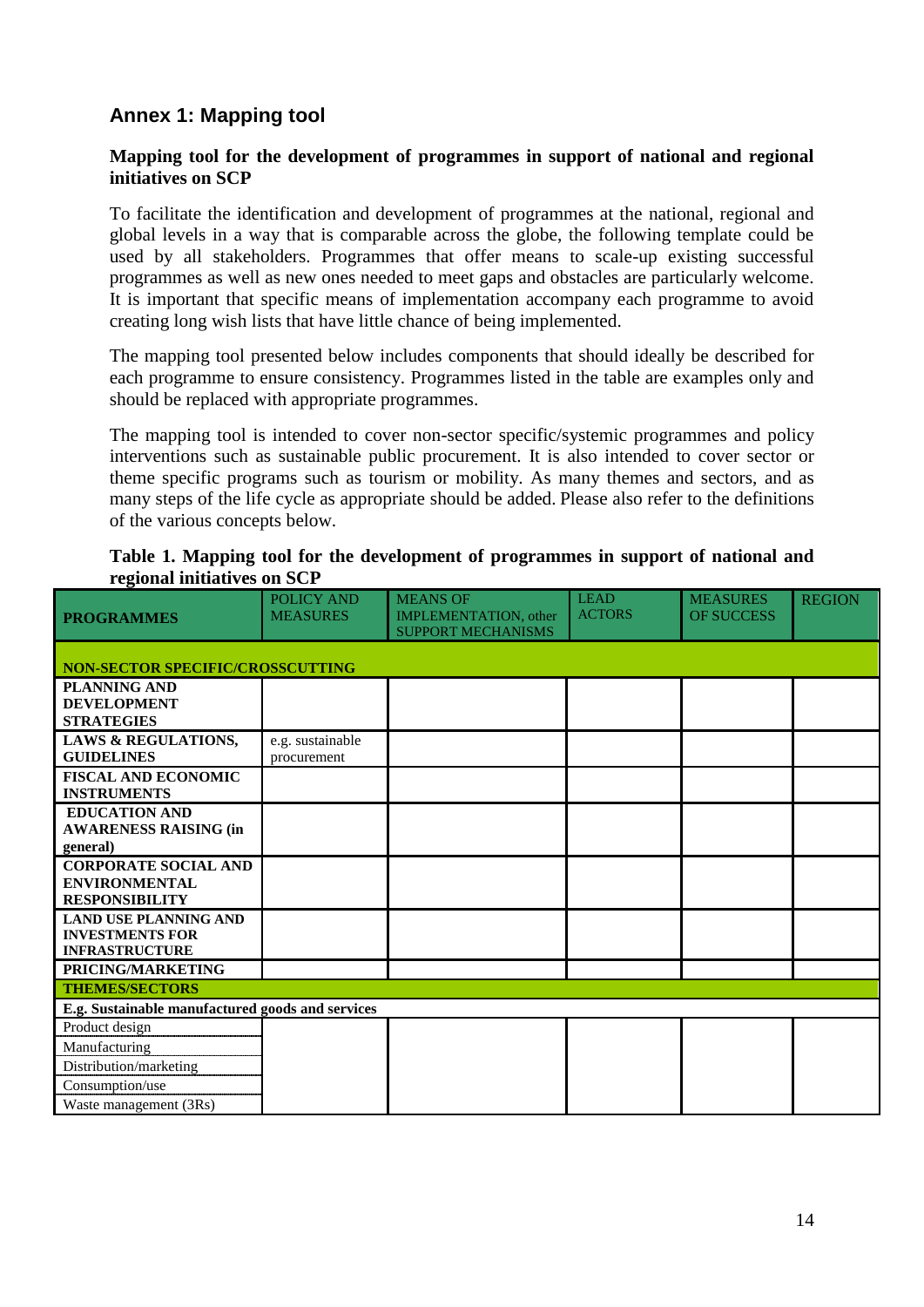## Annex 1: Mapping tool

**Mapping tool for the development of programmes in support of national and regional initiatives on SCP**

To facilitate the identification and development of programmes at the national, regional and global levels in a way that is comparable across the globe, the following template could be used by all stakeholders. Programmes that offer means to scale-up existing successful programmes as well as new ones needed to meet gaps and obstacles are particularly welcome. It is important that specific means of implementation accompany each programme to avoid creating long wish lists that have little chance of being implemented.

The mapping tool presented below includes components that should ideally be described for each programme to ensure consistency. Programmes listed in the table are examples only and should be replaced with appropriate programmes.

The mapping tool is intended to cover non-sector specific/systemic programmes and policy interventions such as sustainable public procurement. It is also intended to cover sector or theme specific programs such as tourism or mobility. As many themes and sectors, and as many steps of the life cycle as appropriate should be added. Please also refer to the definitions of the various concepts below.

**Table 1. Mapping tool for the development of programmes in support of national and regional initiatives on SCP**

| **PROGRAMMES** | POLICY AND MEASURES | MEANS OF IMPLEMENTATION, other SUPPORT MECHANISMS | LEAD ACTORS | MEASURES OF SUCCESS | REGION |
|---|---|---|---|---|---|
| **NON-SECTOR SPECIFIC/CROSSCUTTING** | | | | | |
| **PLANNING AND DEVELOPMENT STRATEGIES** | | | | | |
| **LAWS & REGULATIONS, GUIDELINES** | e.g. sustainable procurement | | | | |
| **FISCAL AND ECONOMIC INSTRUMENTS** | | | | | |
| **EDUCATION AND AWARENESS RAISING (in general)** | | | | | |
| **CORPORATE SOCIAL AND ENVIRONMENTAL RESPONSIBILITY** | | | | | |
| **LAND USE PLANNING AND INVESTMENTS FOR INFRASTRUCTURE** | | | | | |
| **PRICING/MARKETING** | | | | | |
| **THEMES/SECTORS** | | | | | |
| **E.g. Sustainable manufactured goods and services** | | | | | |
| Product design | | | | | |
| Manufacturing | | | | | |
| Distribution/marketing | | | | | |
| Consumption/use | | | | | |
| Waste management (3Rs) | | | | | |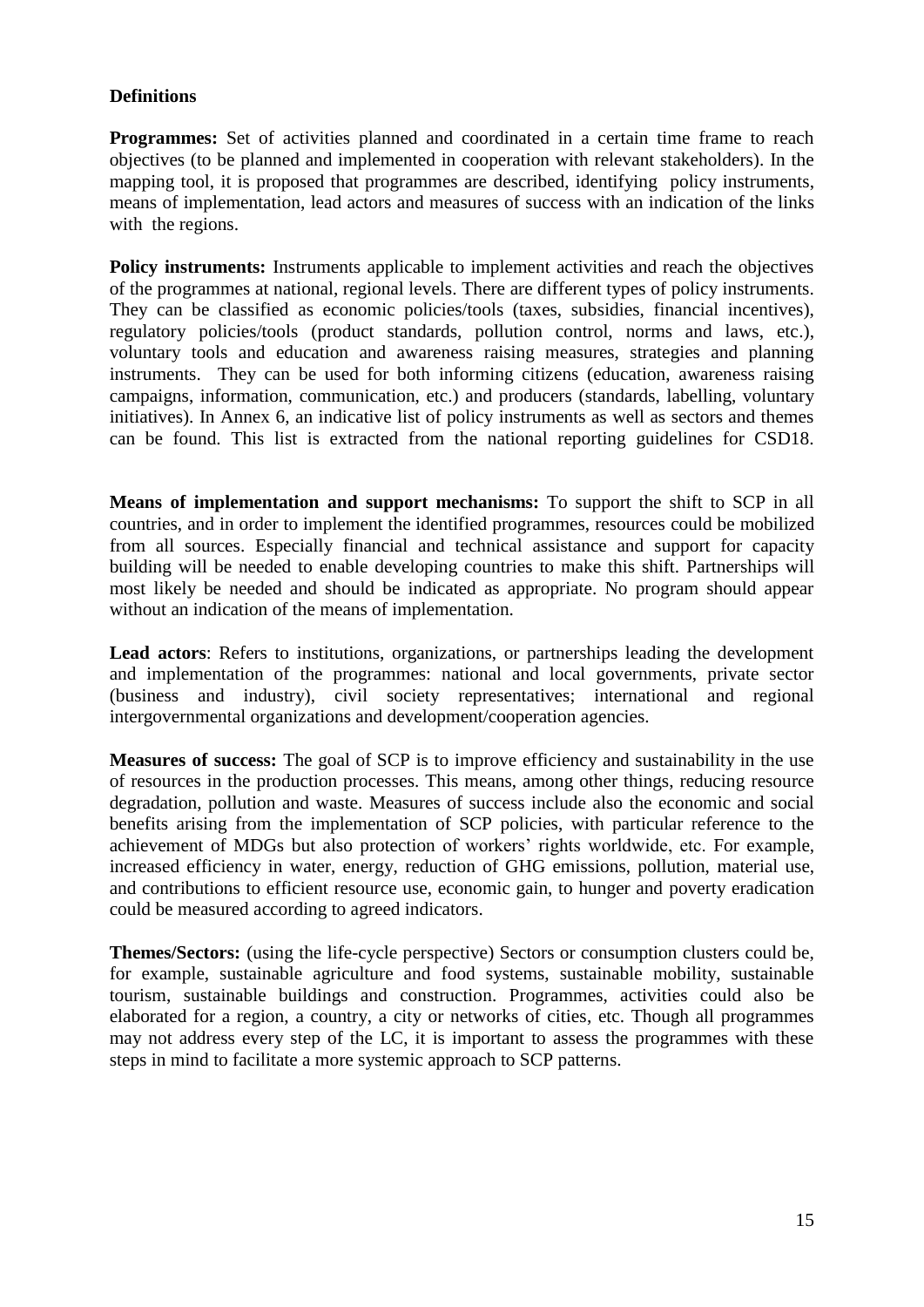**Definitions**

**Programmes:** Set of activities planned and coordinated in a certain time frame to reach objectives (to be planned and implemented in cooperation with relevant stakeholders). In the mapping tool, it is proposed that programmes are described, identifying policy instruments, means of implementation, lead actors and measures of success with an indication of the links with the regions.

**Policy instruments:** Instruments applicable to implement activities and reach the objectives of the programmes at national, regional levels. There are different types of policy instruments. They can be classified as economic policies/tools (taxes, subsidies, financial incentives), regulatory policies/tools (product standards, pollution control, norms and laws, etc.), voluntary tools and education and awareness raising measures, strategies and planning instruments. They can be used for both informing citizens (education, awareness raising campaigns, information, communication, etc.) and producers (standards, labelling, voluntary initiatives). In Annex 6, an indicative list of policy instruments as well as sectors and themes can be found. This list is extracted from the national reporting guidelines for CSD18.

**Means of implementation and support mechanisms:** To support the shift to SCP in all countries, and in order to implement the identified programmes, resources could be mobilized from all sources. Especially financial and technical assistance and support for capacity building will be needed to enable developing countries to make this shift. Partnerships will most likely be needed and should be indicated as appropriate. No program should appear without an indication of the means of implementation.

**Lead actors**: Refers to institutions, organizations, or partnerships leading the development and implementation of the programmes: national and local governments, private sector (business and industry), civil society representatives; international and regional intergovernmental organizations and development/cooperation agencies.

**Measures of success:** The goal of SCP is to improve efficiency and sustainability in the use of resources in the production processes. This means, among other things, reducing resource degradation, pollution and waste. Measures of success include also the economic and social benefits arising from the implementation of SCP policies, with particular reference to the achievement of MDGs but also protection of workers' rights worldwide, etc. For example, increased efficiency in water, energy, reduction of GHG emissions, pollution, material use, and contributions to efficient resource use, economic gain, to hunger and poverty eradication could be measured according to agreed indicators.

**Themes/Sectors:** (using the life-cycle perspective) Sectors or consumption clusters could be, for example, sustainable agriculture and food systems, sustainable mobility, sustainable tourism, sustainable buildings and construction. Programmes, activities could also be elaborated for a region, a country, a city or networks of cities, etc. Though all programmes may not address every step of the LC, it is important to assess the programmes with these steps in mind to facilitate a more systemic approach to SCP patterns.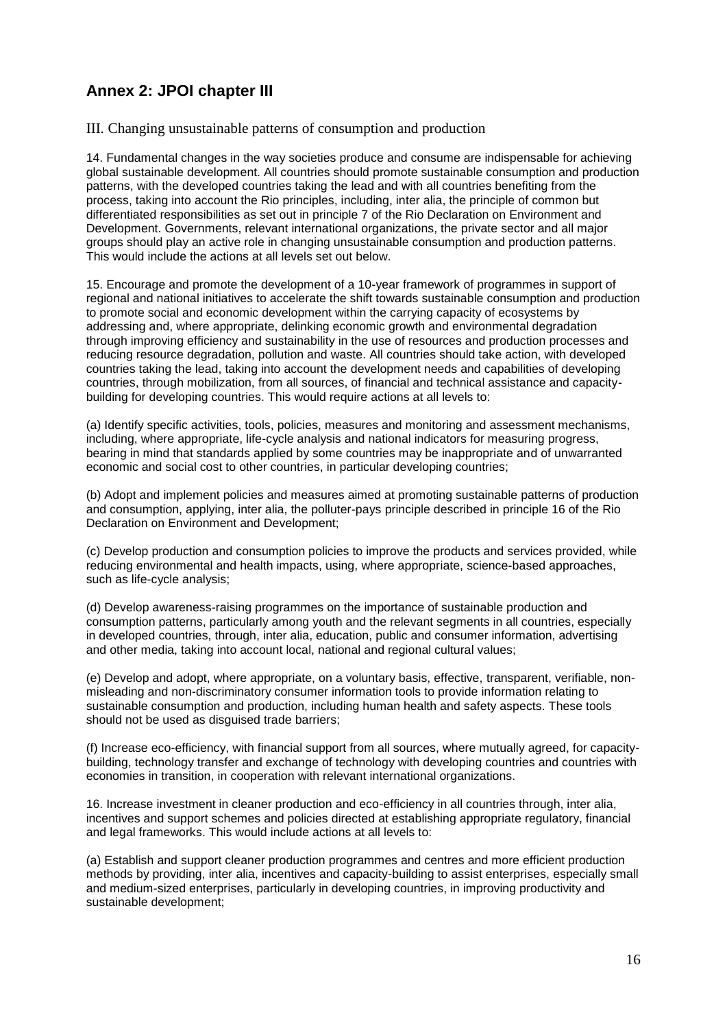## Annex 2: JPOI chapter III

III. Changing unsustainable patterns of consumption and production

14. Fundamental changes in the way societies produce and consume are indispensable for achieving global sustainable development. All countries should promote sustainable consumption and production patterns, with the developed countries taking the lead and with all countries benefiting from the process, taking into account the Rio principles, including, inter alia, the principle of common but differentiated responsibilities as set out in principle 7 of the Rio Declaration on Environment and Development. Governments, relevant international organizations, the private sector and all major groups should play an active role in changing unsustainable consumption and production patterns. This would include the actions at all levels set out below.

15. Encourage and promote the development of a 10-year framework of programmes in support of regional and national initiatives to accelerate the shift towards sustainable consumption and production to promote social and economic development within the carrying capacity of ecosystems by addressing and, where appropriate, delinking economic growth and environmental degradation through improving efficiency and sustainability in the use of resources and production processes and reducing resource degradation, pollution and waste. All countries should take action, with developed countries taking the lead, taking into account the development needs and capabilities of developing countries, through mobilization, from all sources, of financial and technical assistance and capacity-building for developing countries. This would require actions at all levels to:

(a) Identify specific activities, tools, policies, measures and monitoring and assessment mechanisms, including, where appropriate, life-cycle analysis and national indicators for measuring progress, bearing in mind that standards applied by some countries may be inappropriate and of unwarranted economic and social cost to other countries, in particular developing countries;

(b) Adopt and implement policies and measures aimed at promoting sustainable patterns of production and consumption, applying, inter alia, the polluter-pays principle described in principle 16 of the Rio Declaration on Environment and Development;

(c) Develop production and consumption policies to improve the products and services provided, while reducing environmental and health impacts, using, where appropriate, science-based approaches, such as life-cycle analysis;

(d) Develop awareness-raising programmes on the importance of sustainable production and consumption patterns, particularly among youth and the relevant segments in all countries, especially in developed countries, through, inter alia, education, public and consumer information, advertising and other media, taking into account local, national and regional cultural values;

(e) Develop and adopt, where appropriate, on a voluntary basis, effective, transparent, verifiable, non-misleading and non-discriminatory consumer information tools to provide information relating to sustainable consumption and production, including human health and safety aspects. These tools should not be used as disguised trade barriers;

(f) Increase eco-efficiency, with financial support from all sources, where mutually agreed, for capacity-building, technology transfer and exchange of technology with developing countries and countries with economies in transition, in cooperation with relevant international organizations.

16. Increase investment in cleaner production and eco-efficiency in all countries through, inter alia, incentives and support schemes and policies directed at establishing appropriate regulatory, financial and legal frameworks. This would include actions at all levels to:

(a) Establish and support cleaner production programmes and centres and more efficient production methods by providing, inter alia, incentives and capacity-building to assist enterprises, especially small and medium-sized enterprises, particularly in developing countries, in improving productivity and sustainable development;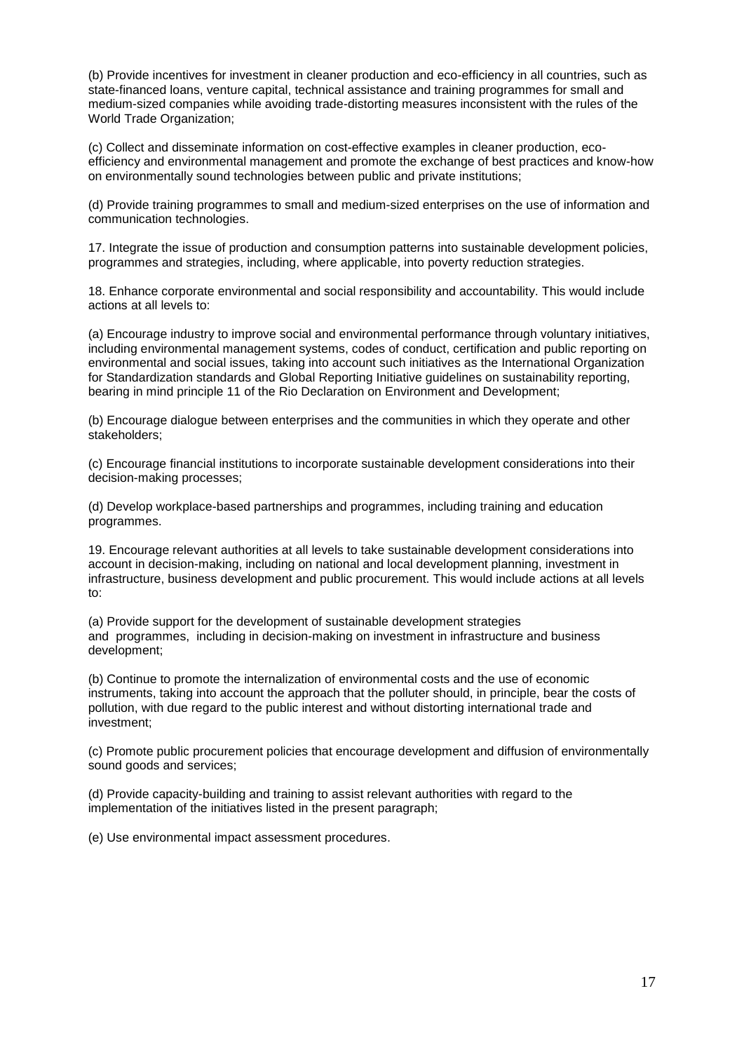(b) Provide incentives for investment in cleaner production and eco-efficiency in all countries, such as state-financed loans, venture capital, technical assistance and training programmes for small and medium-sized companies while avoiding trade-distorting measures inconsistent with the rules of the World Trade Organization;

(c) Collect and disseminate information on cost-effective examples in cleaner production, eco-efficiency and environmental management and promote the exchange of best practices and know-how on environmentally sound technologies between public and private institutions;

(d) Provide training programmes to small and medium-sized enterprises on the use of information and communication technologies.

17. Integrate the issue of production and consumption patterns into sustainable development policies, programmes and strategies, including, where applicable, into poverty reduction strategies.

18. Enhance corporate environmental and social responsibility and accountability. This would include actions at all levels to:

(a) Encourage industry to improve social and environmental performance through voluntary initiatives, including environmental management systems, codes of conduct, certification and public reporting on environmental and social issues, taking into account such initiatives as the International Organization for Standardization standards and Global Reporting Initiative guidelines on sustainability reporting, bearing in mind principle 11 of the Rio Declaration on Environment and Development;

(b) Encourage dialogue between enterprises and the communities in which they operate and other stakeholders;

(c) Encourage financial institutions to incorporate sustainable development considerations into their decision-making processes;

(d) Develop workplace-based partnerships and programmes, including training and education programmes.

19. Encourage relevant authorities at all levels to take sustainable development considerations into account in decision-making, including on national and local development planning, investment in infrastructure, business development and public procurement. This would include actions at all levels to:

(a) Provide support for the development of sustainable development strategies and programmes, including in decision-making on investment in infrastructure and business development;

(b) Continue to promote the internalization of environmental costs and the use of economic instruments, taking into account the approach that the polluter should, in principle, bear the costs of pollution, with due regard to the public interest and without distorting international trade and investment;

(c) Promote public procurement policies that encourage development and diffusion of environmentally sound goods and services;

(d) Provide capacity-building and training to assist relevant authorities with regard to the implementation of the initiatives listed in the present paragraph;

(e) Use environmental impact assessment procedures.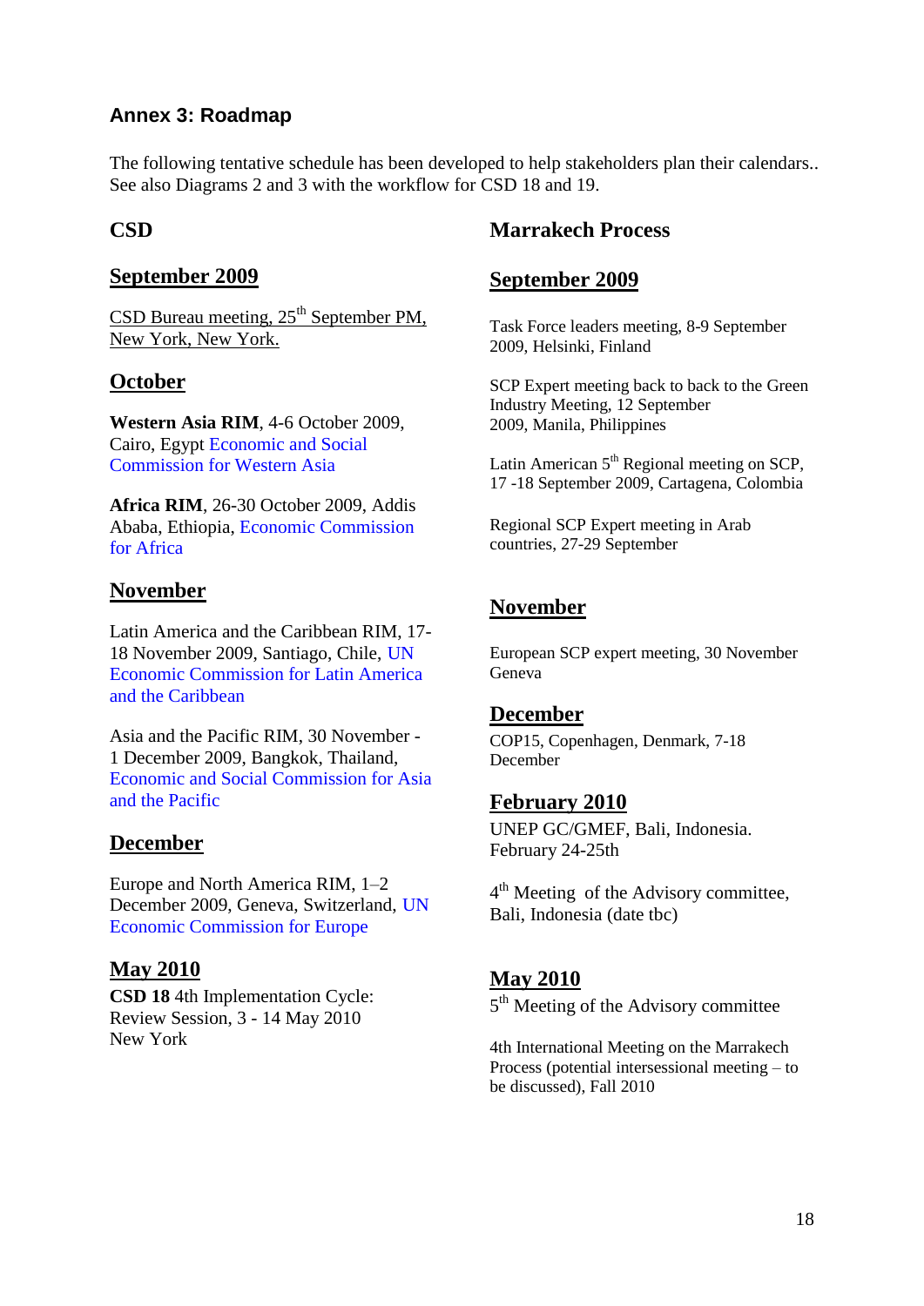### Annex 3: Roadmap

The following tentative schedule has been developed to help stakeholders plan their calendars.. See also Diagrams 2 and 3 with the workflow for CSD 18 and 19.

## CSD

### September 2009

CSD Bureau meeting, 25th September PM, New York, New York.

### October

**Western Asia RIM**, 4-6 October 2009, Cairo, Egypt Economic and Social Commission for Western Asia

**Africa RIM**, 26-30 October 2009, Addis Ababa, Ethiopia, Economic Commission for Africa

### November

Latin America and the Caribbean RIM, 17-18 November 2009, Santiago, Chile, UN Economic Commission for Latin America and the Caribbean

Asia and the Pacific RIM, 30 November - 1 December 2009, Bangkok, Thailand, Economic and Social Commission for Asia and the Pacific

### December

Europe and North America RIM, 1–2 December 2009, Geneva, Switzerland, UN Economic Commission for Europe

### May 2010

**CSD 18** 4th Implementation Cycle: Review Session, 3 - 14 May 2010 New York

## Marrakech Process

### September 2009

Task Force leaders meeting, 8-9 September 2009, Helsinki, Finland

SCP Expert meeting back to back to the Green Industry Meeting, 12 September 2009, Manila, Philippines

Latin American 5th Regional meeting on SCP, 17 -18 September 2009, Cartagena, Colombia

Regional SCP Expert meeting in Arab countries, 27-29 September

### November

European SCP expert meeting, 30 November Geneva

### December

COP15, Copenhagen, Denmark, 7-18 December

### February 2010

UNEP GC/GMEF, Bali, Indonesia. February 24-25th

4th Meeting of the Advisory committee, Bali, Indonesia (date tbc)

### May 2010

5th Meeting of the Advisory committee

4th International Meeting on the Marrakech Process (potential intersessional meeting – to be discussed), Fall 2010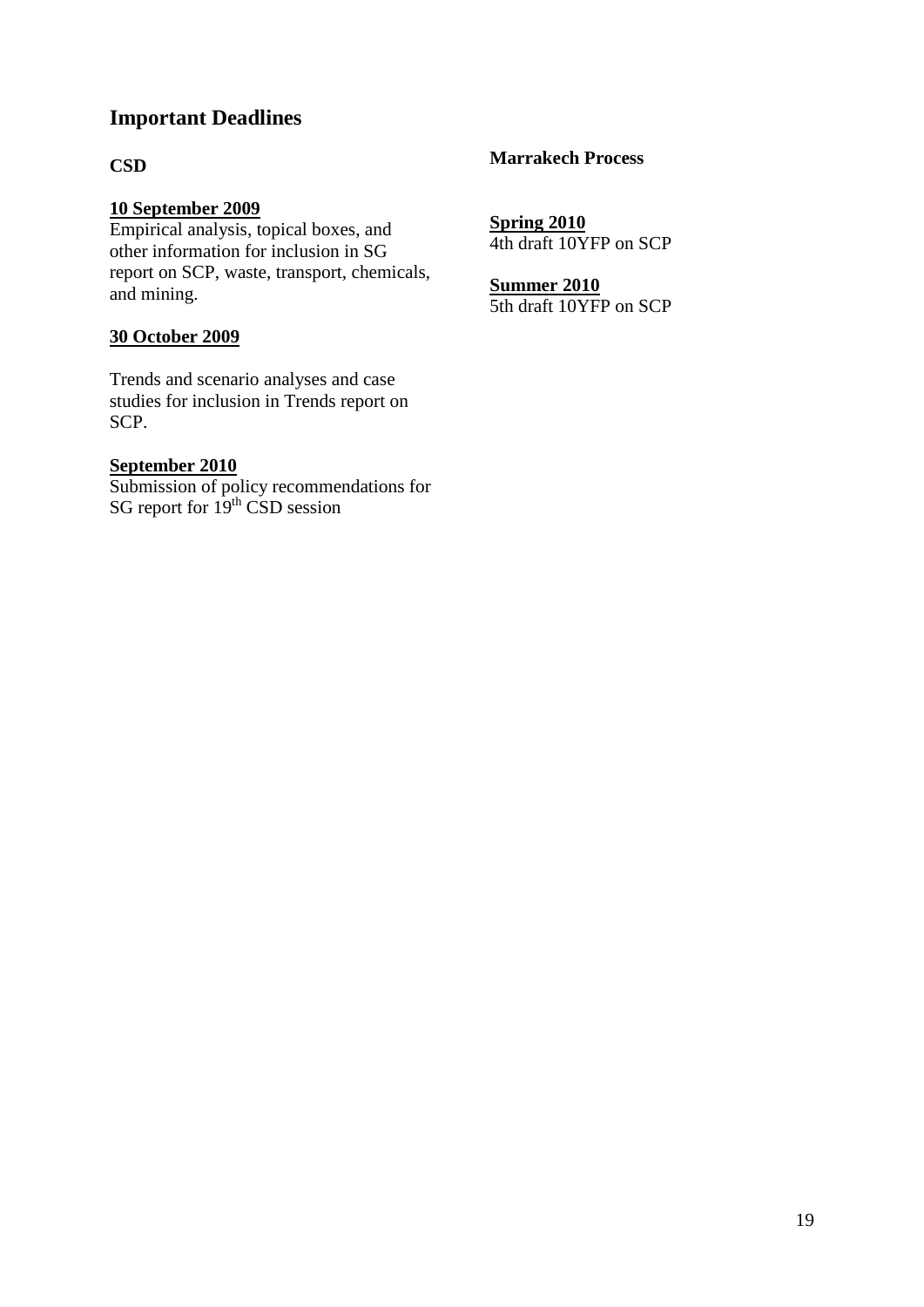## Important Deadlines

### CSD

**10 September 2009**
Empirical analysis, topical boxes, and other information for inclusion in SG report on SCP, waste, transport, chemicals, and mining.

**30 October 2009**

Trends and scenario analyses and case studies for inclusion in Trends report on SCP.

**September 2010**
Submission of policy recommendations for SG report for 19th CSD session

### Marrakech Process

**Spring 2010**
4th draft 10YFP on SCP

**Summer 2010**
5th draft 10YFP on SCP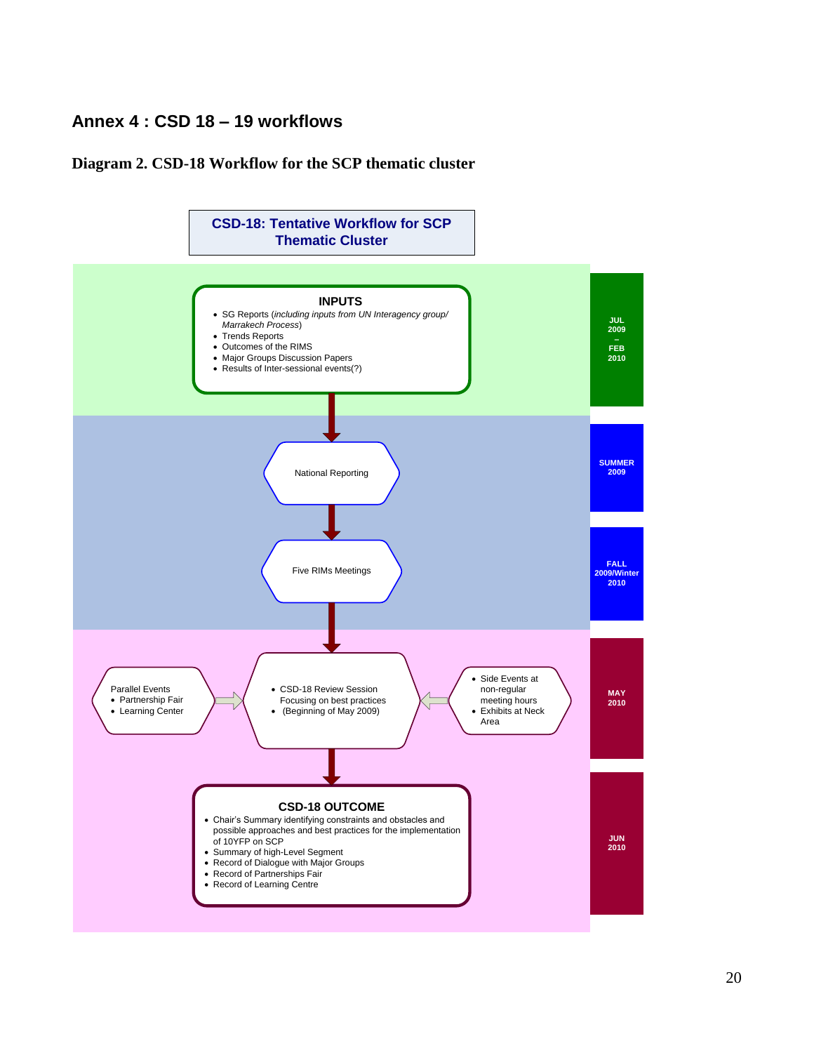# Annex 4 : CSD 18 – 19 workflows

## Diagram 2. CSD-18 Workflow for the SCP thematic cluster

**CSD-18: Tentative Workflow for SCP Thematic Cluster**

**JUL 2009 – FEB 2010**

**INPUTS**
- SG Reports (*including inputs from UN Interagency group/ Marrakech Process*)
- Trends Reports
- Outcomes of the RIMS
- Major Groups Discussion Papers
- Results of Inter-sessional events(?)

**SUMMER 2009**

National Reporting

**FALL 2009/Winter 2010**

Five RIMs Meetings

**MAY 2010**

Parallel Events
- Partnership Fair
- Learning Center

- CSD-18 Review Session Focusing on best practices
- (Beginning of May 2009)

- Side Events at non-regular meeting hours
- Exhibits at Neck Area

**JUN 2010**

**CSD-18 OUTCOME**
- Chair's Summary identifying constraints and obstacles and possible approaches and best practices for the implementation of 10YFP on SCP
- Summary of high-Level Segment
- Record of Dialogue with Major Groups
- Record of Partnerships Fair
- Record of Learning Centre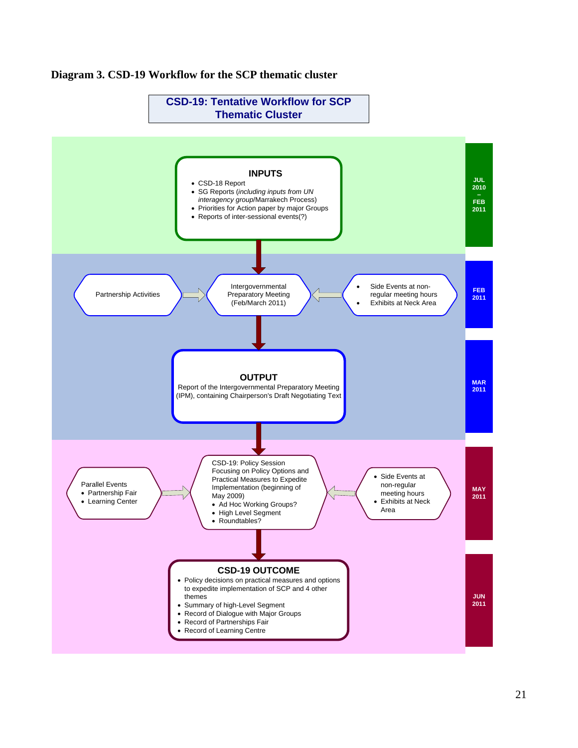**Diagram 3. CSD-19 Workflow for the SCP thematic cluster**

## CSD-19: Tentative Workflow for SCP Thematic Cluster

**JUL 2010 – FEB 2011**

### INPUTS

- CSD-18 Report
- SG Reports (*including inputs from UN interagency group*/Marrakech Process)
- Priorities for Action paper by major Groups
- Reports of inter-sessional events(?)

**FEB 2011**

Partnership Activities → Intergovernmental Preparatory Meeting (Feb/March 2011) ←
- Side Events at non-regular meeting hours
- Exhibits at Neck Area

**MAR 2011**

### OUTPUT

Report of the Intergovernmental Preparatory Meeting (IPM), containing Chairperson's Draft Negotiating Text

**MAY 2011**

Parallel Events
- Partnership Fair
- Learning Center

→ CSD-19: Policy Session Focusing on Policy Options and Practical Measures to Expedite Implementation (beginning of May 2009)
- Ad Hoc Working Groups?
- High Level Segment
- Roundtables?

←
- Side Events at non-regular meeting hours
- Exhibits at Neck Area

**JUN 2011**

### CSD-19 OUTCOME

- Policy decisions on practical measures and options to expedite implementation of SCP and 4 other themes
- Summary of high-Level Segment
- Record of Dialogue with Major Groups
- Record of Partnerships Fair
- Record of Learning Centre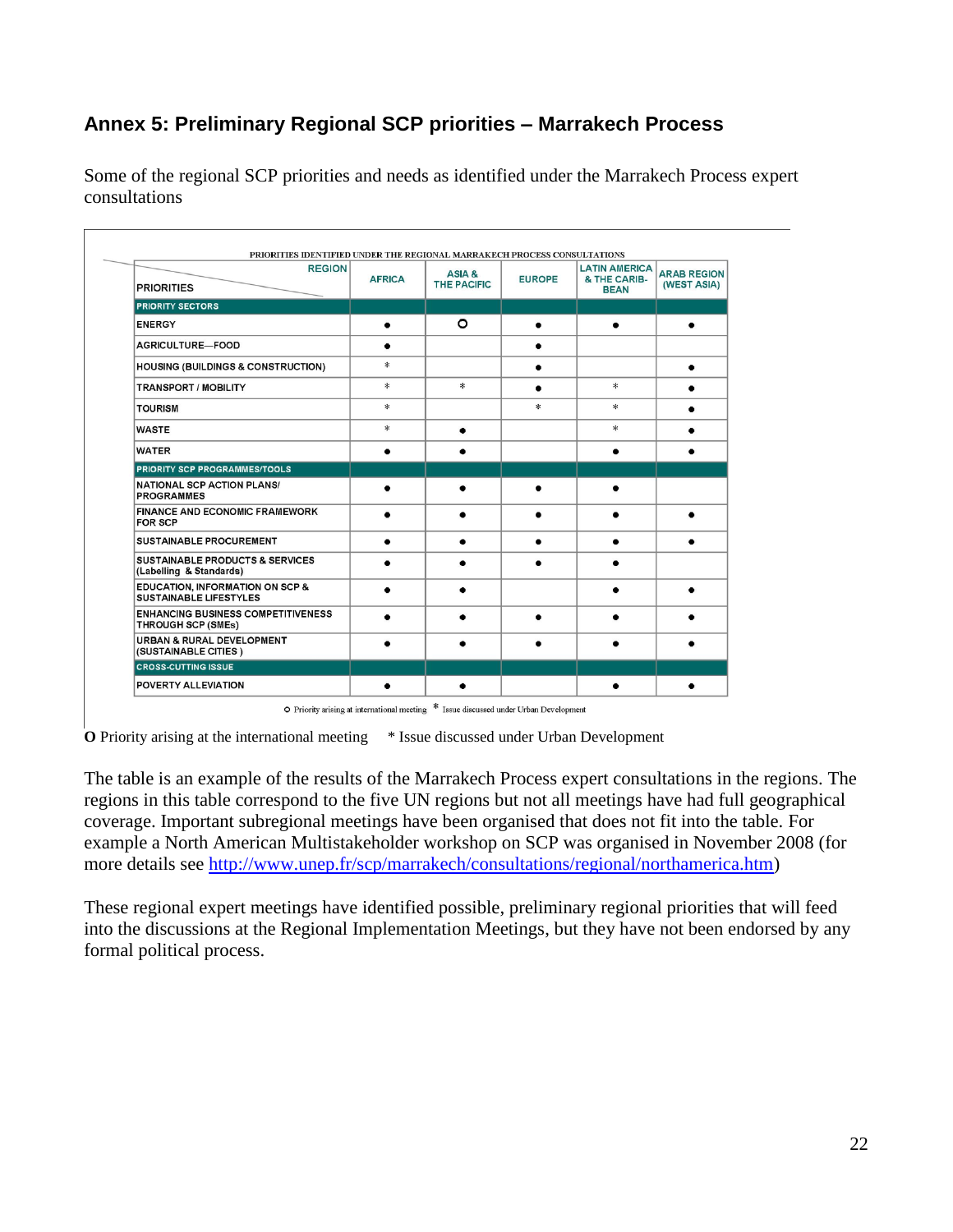## Annex 5: Preliminary Regional SCP priorities – Marrakech Process

Some of the regional SCP priorities and needs as identified under the Marrakech Process expert consultations

PRIORITIES IDENTIFIED UNDER THE REGIONAL MARRAKECH PROCESS CONSULTATIONS

| PRIORITIES / REGION | AFRICA | ASIA & THE PACIFIC | EUROPE | LATIN AMERICA & THE CARIB-BEAN | ARAB REGION (WEST ASIA) |
|---|---|---|---|---|---|
| **PRIORITY SECTORS** | | | | | |
| ENERGY | ● | O | ● | ● | ● |
| AGRICULTURE—FOOD | ● | | ● | | |
| HOUSING (BUILDINGS & CONSTRUCTION) | * | | ● | | ● |
| TRANSPORT / MOBILITY | * | * | ● | * | ● |
| TOURISM | * | | * | * | ● |
| WASTE | * | ● | | * | ● |
| WATER | ● | ● | | ● | ● |
| **PRIORITY SCP PROGRAMMES/TOOLS** | | | | | |
| NATIONAL SCP ACTION PLANS/ PROGRAMMES | ● | ● | ● | ● | |
| FINANCE AND ECONOMIC FRAMEWORK FOR SCP | ● | ● | ● | ● | ● |
| SUSTAINABLE PROCUREMENT | ● | ● | ● | ● | ● |
| SUSTAINABLE PRODUCTS & SERVICES (Labelling & Standards) | ● | ● | ● | ● | |
| EDUCATION, INFORMATION ON SCP & SUSTAINABLE LIFESTYLES | ● | ● | | ● | ● |
| ENHANCING BUSINESS COMPETITIVENESS THROUGH SCP (SMEs) | ● | ● | ● | ● | ● |
| URBAN & RURAL DEVELOPMENT (SUSTAINABLE CITIES ) | ● | ● | ● | ● | ● |
| **CROSS-CUTTING ISSUE** | | | | | |
| POVERTY ALLEVIATION | ● | ● | | ● | ● |

O Priority arising at international meeting   * Issue discussed under Urban Development

**O** Priority arising at the international meeting   * Issue discussed under Urban Development

The table is an example of the results of the Marrakech Process expert consultations in the regions. The regions in this table correspond to the five UN regions but not all meetings have had full geographical coverage. Important subregional meetings have been organised that does not fit into the table. For example a North American Multistakeholder workshop on SCP was organised in November 2008 (for more details see http://www.unep.fr/scp/marrakech/consultations/regional/northamerica.htm)

These regional expert meetings have identified possible, preliminary regional priorities that will feed into the discussions at the Regional Implementation Meetings, but they have not been endorsed by any formal political process.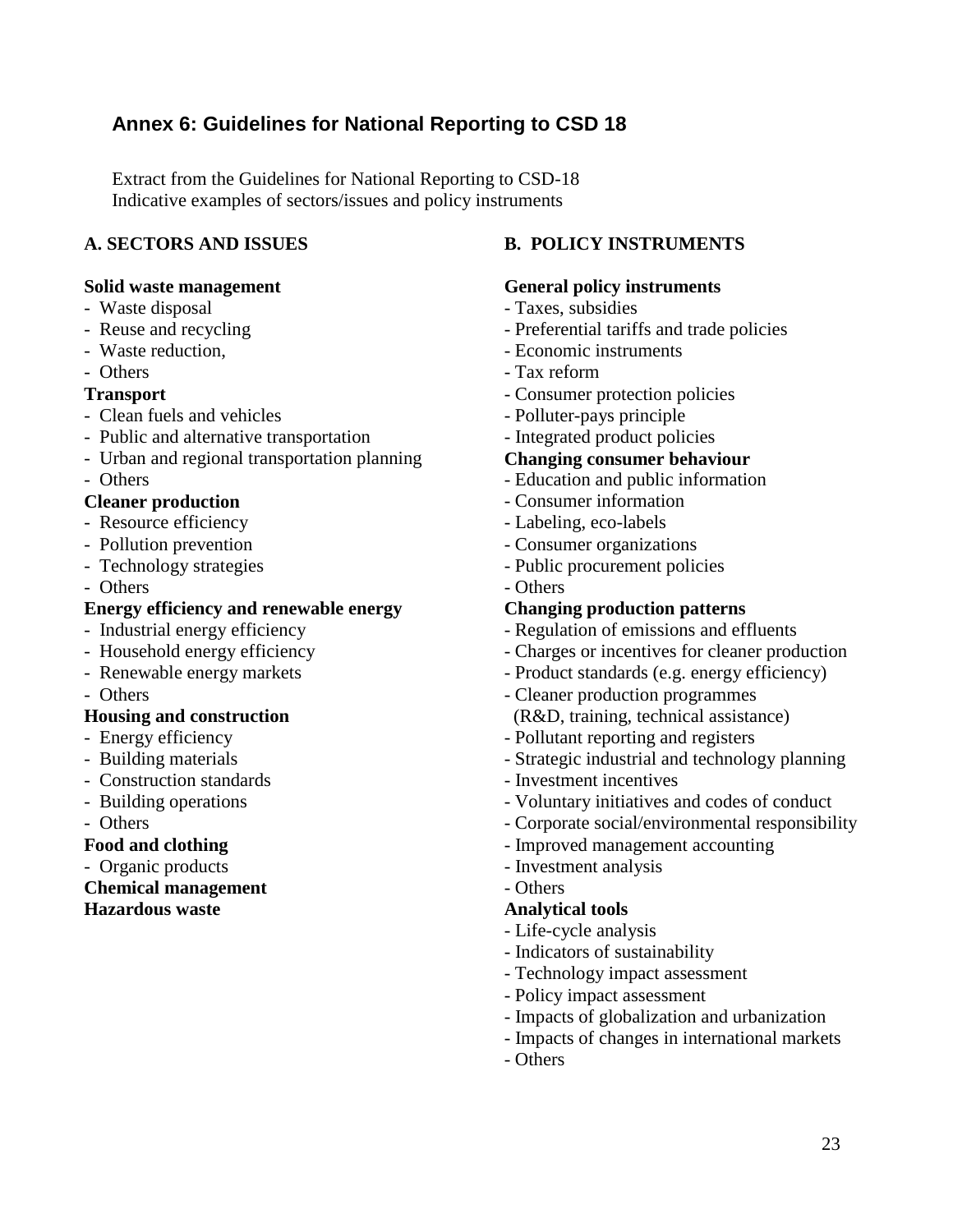## Annex 6: Guidelines for National Reporting to CSD 18

Extract from the Guidelines for National Reporting to CSD-18
Indicative examples of sectors/issues and policy instruments

### A. SECTORS AND ISSUES

**Solid waste management**
- Waste disposal
- Reuse and recycling
- Waste reduction,
- Others

**Transport**
- Clean fuels and vehicles
- Public and alternative transportation
- Urban and regional transportation planning
- Others

**Cleaner production**
- Resource efficiency
- Pollution prevention
- Technology strategies
- Others

**Energy efficiency and renewable energy**
- Industrial energy efficiency
- Household energy efficiency
- Renewable energy markets
- Others

**Housing and construction**
- Energy efficiency
- Building materials
- Construction standards
- Building operations
- Others

**Food and clothing**
- Organic products

**Chemical management**

**Hazardous waste**

### B. POLICY INSTRUMENTS

**General policy instruments**
- Taxes, subsidies
- Preferential tariffs and trade policies
- Economic instruments
- Tax reform
- Consumer protection policies
- Polluter-pays principle
- Integrated product policies

**Changing consumer behaviour**
- Education and public information
- Consumer information
- Labeling, eco-labels
- Consumer organizations
- Public procurement policies
- Others

**Changing production patterns**
- Regulation of emissions and effluents
- Charges or incentives for cleaner production
- Product standards (e.g. energy efficiency)
- Cleaner production programmes (R&D, training, technical assistance)
- Pollutant reporting and registers
- Strategic industrial and technology planning
- Investment incentives
- Voluntary initiatives and codes of conduct
- Corporate social/environmental responsibility
- Improved management accounting
- Investment analysis
- Others

**Analytical tools**
- Life-cycle analysis
- Indicators of sustainability
- Technology impact assessment
- Policy impact assessment
- Impacts of globalization and urbanization
- Impacts of changes in international markets
- Others